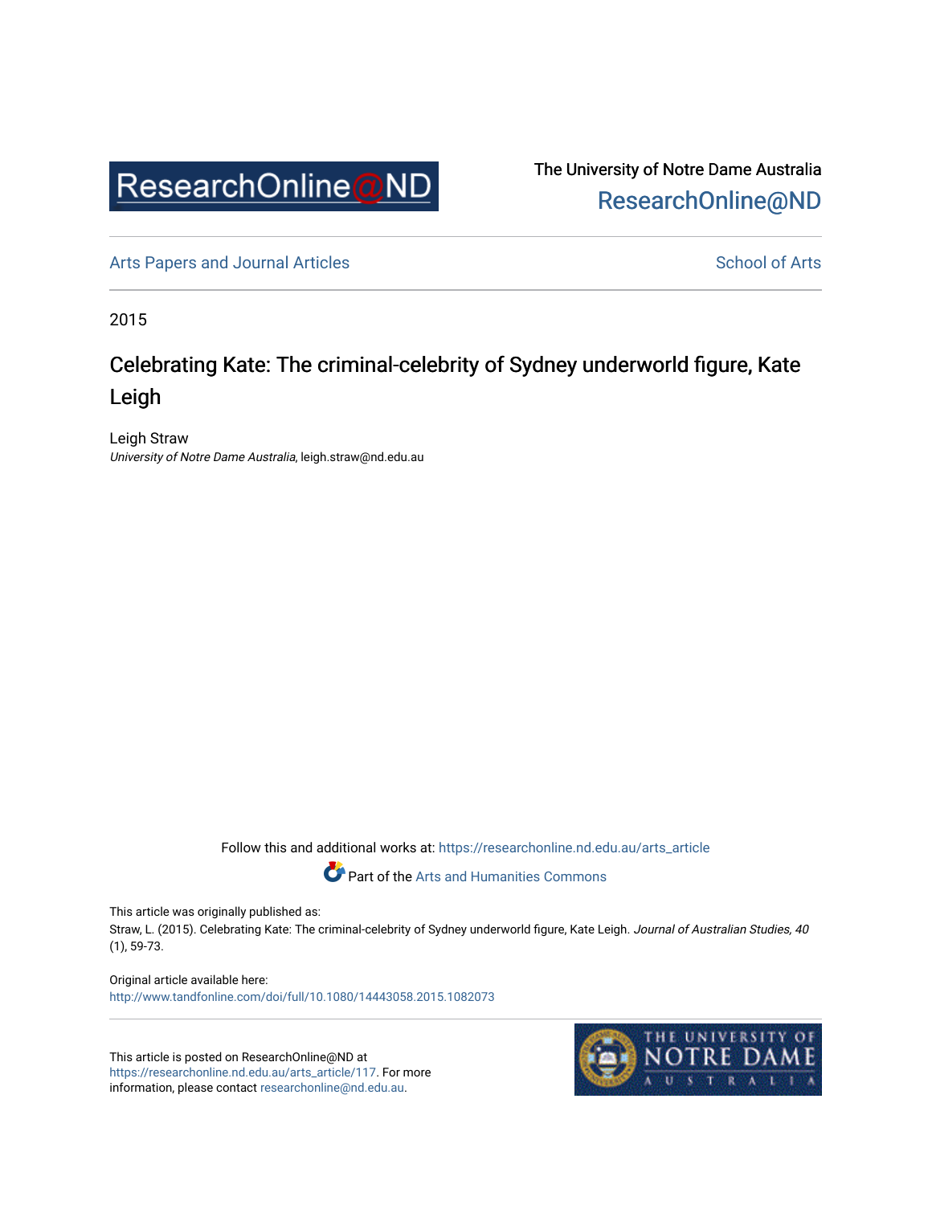ResearchOnline@ND

The University of Notre Dame Australia
ResearchOnline@ND

Arts Papers and Journal Articles

School of Arts

2015

# Celebrating Kate: The criminal-celebrity of Sydney underworld figure, Kate Leigh

Leigh Straw
*University of Notre Dame Australia*, leigh.straw@nd.edu.au

Follow this and additional works at: https://researchonline.nd.edu.au/arts_article

Part of the Arts and Humanities Commons

This article was originally published as:
Straw, L. (2015). Celebrating Kate: The criminal-celebrity of Sydney underworld figure, Kate Leigh. *Journal of Australian Studies, 40* (1), 59-73.

Original article available here:
http://www.tandfonline.com/doi/full/10.1080/14443058.2015.1082073

This article is posted on ResearchOnline@ND at https://researchonline.nd.edu.au/arts_article/117. For more information, please contact researchonline@nd.edu.au.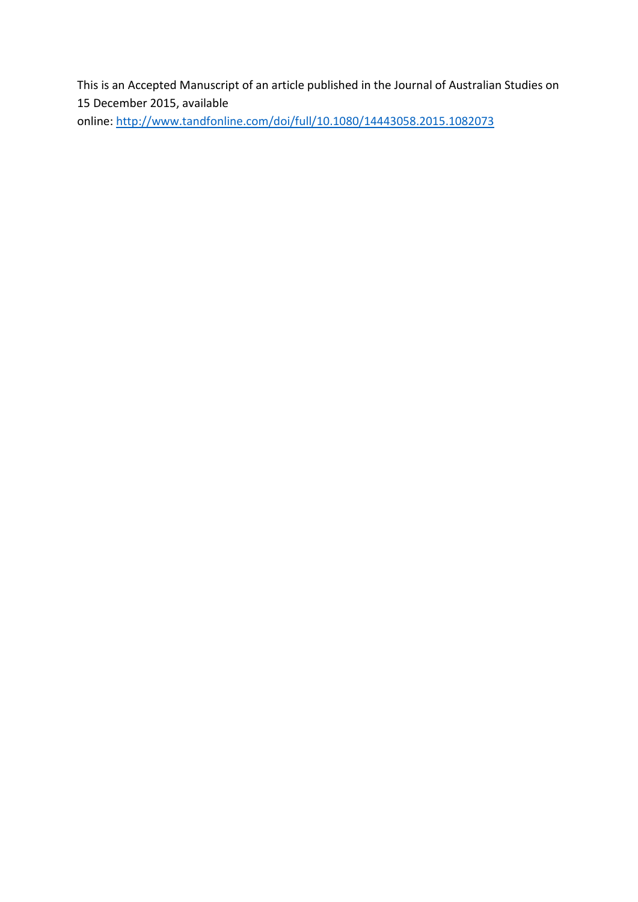This is an Accepted Manuscript of an article published in the Journal of Australian Studies on 15 December 2015, available online: [http://www.tandfonline.com/doi/full/10.1080/14443058.2015.1082073](http://www.tandfonline.com/doi/full/10.1080/14443058.2015.1082073)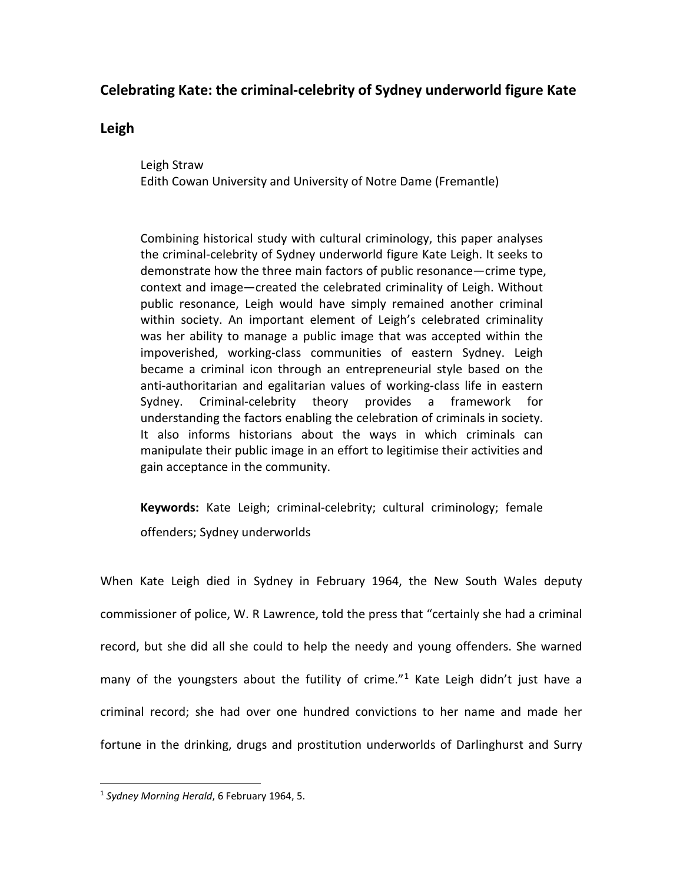## Celebrating Kate: the criminal-celebrity of Sydney underworld figure Kate Leigh

Leigh Straw
Edith Cowan University and University of Notre Dame (Fremantle)

Combining historical study with cultural criminology, this paper analyses the criminal-celebrity of Sydney underworld figure Kate Leigh. It seeks to demonstrate how the three main factors of public resonance—crime type, context and image—created the celebrated criminality of Leigh. Without public resonance, Leigh would have simply remained another criminal within society. An important element of Leigh's celebrated criminality was her ability to manage a public image that was accepted within the impoverished, working-class communities of eastern Sydney. Leigh became a criminal icon through an entrepreneurial style based on the anti-authoritarian and egalitarian values of working-class life in eastern Sydney. Criminal-celebrity theory provides a framework for understanding the factors enabling the celebration of criminals in society. It also informs historians about the ways in which criminals can manipulate their public image in an effort to legitimise their activities and gain acceptance in the community.

**Keywords:** Kate Leigh; criminal-celebrity; cultural criminology; female offenders; Sydney underworlds

When Kate Leigh died in Sydney in February 1964, the New South Wales deputy commissioner of police, W. R Lawrence, told the press that "certainly she had a criminal record, but she did all she could to help the needy and young offenders. She warned many of the youngsters about the futility of crime."[1] Kate Leigh didn't just have a criminal record; she had over one hundred convictions to her name and made her fortune in the drinking, drugs and prostitution underworlds of Darlinghurst and Surry

[1] *Sydney Morning Herald*, 6 February 1964, 5.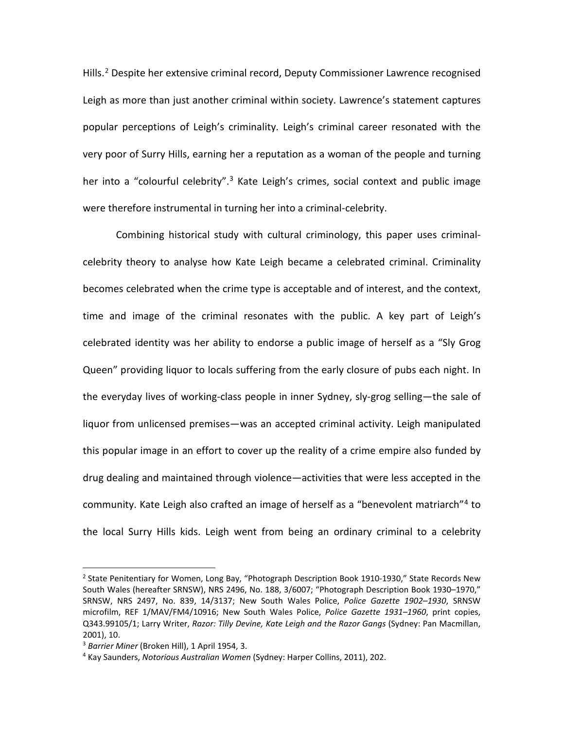Hills.[2] Despite her extensive criminal record, Deputy Commissioner Lawrence recognised Leigh as more than just another criminal within society. Lawrence's statement captures popular perceptions of Leigh's criminality. Leigh's criminal career resonated with the very poor of Surry Hills, earning her a reputation as a woman of the people and turning her into a "colourful celebrity".[3] Kate Leigh's crimes, social context and public image were therefore instrumental in turning her into a criminal-celebrity.

Combining historical study with cultural criminology, this paper uses criminal-celebrity theory to analyse how Kate Leigh became a celebrated criminal. Criminality becomes celebrated when the crime type is acceptable and of interest, and the context, time and image of the criminal resonates with the public. A key part of Leigh's celebrated identity was her ability to endorse a public image of herself as a "Sly Grog Queen" providing liquor to locals suffering from the early closure of pubs each night. In the everyday lives of working-class people in inner Sydney, sly-grog selling—the sale of liquor from unlicensed premises—was an accepted criminal activity. Leigh manipulated this popular image in an effort to cover up the reality of a crime empire also funded by drug dealing and maintained through violence—activities that were less accepted in the community. Kate Leigh also crafted an image of herself as a "benevolent matriarch"[4] to the local Surry Hills kids. Leigh went from being an ordinary criminal to a celebrity

---

[2] State Penitentiary for Women, Long Bay, "Photograph Description Book 1910-1930," State Records New South Wales (hereafter SRNSW), NRS 2496, No. 188, 3/6007; "Photograph Description Book 1930–1970," SRNSW, NRS 2497, No. 839, 14/3137; New South Wales Police, *Police Gazette 1902–1930*, SRNSW microfilm, REF 1/MAV/FM4/10916; New South Wales Police, *Police Gazette 1931–1960*, print copies, Q343.99105/1; Larry Writer, *Razor: Tilly Devine, Kate Leigh and the Razor Gangs* (Sydney: Pan Macmillan, 2001), 10.

[3] *Barrier Miner* (Broken Hill), 1 April 1954, 3.

[4] Kay Saunders, *Notorious Australian Women* (Sydney: Harper Collins, 2011), 202.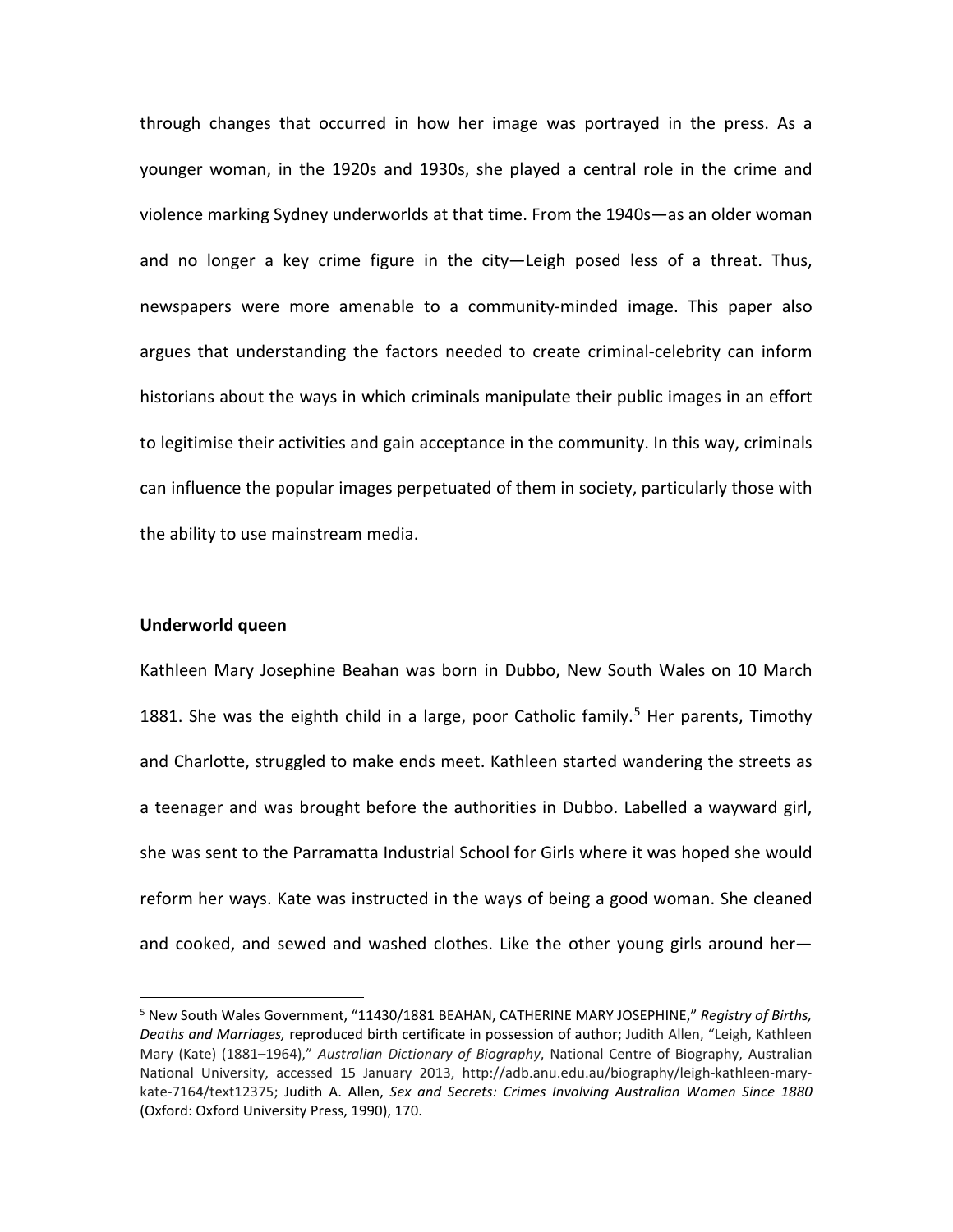through changes that occurred in how her image was portrayed in the press. As a younger woman, in the 1920s and 1930s, she played a central role in the crime and violence marking Sydney underworlds at that time. From the 1940s—as an older woman and no longer a key crime figure in the city—Leigh posed less of a threat. Thus, newspapers were more amenable to a community-minded image. This paper also argues that understanding the factors needed to create criminal-celebrity can inform historians about the ways in which criminals manipulate their public images in an effort to legitimise their activities and gain acceptance in the community. In this way, criminals can influence the popular images perpetuated of them in society, particularly those with the ability to use mainstream media.

**Underworld queen**

Kathleen Mary Josephine Beahan was born in Dubbo, New South Wales on 10 March 1881. She was the eighth child in a large, poor Catholic family.[5] Her parents, Timothy and Charlotte, struggled to make ends meet. Kathleen started wandering the streets as a teenager and was brought before the authorities in Dubbo. Labelled a wayward girl, she was sent to the Parramatta Industrial School for Girls where it was hoped she would reform her ways. Kate was instructed in the ways of being a good woman. She cleaned and cooked, and sewed and washed clothes. Like the other young girls around her—

---

[5] New South Wales Government, "11430/1881 BEAHAN, CATHERINE MARY JOSEPHINE," *Registry of Births, Deaths and Marriages,* reproduced birth certificate in possession of author; Judith Allen, "Leigh, Kathleen Mary (Kate) (1881–1964)," *Australian Dictionary of Biography*, National Centre of Biography, Australian National University, accessed 15 January 2013, http://adb.anu.edu.au/biography/leigh-kathleen-mary-kate-7164/text12375; Judith A. Allen, *Sex and Secrets: Crimes Involving Australian Women Since 1880* (Oxford: Oxford University Press, 1990), 170.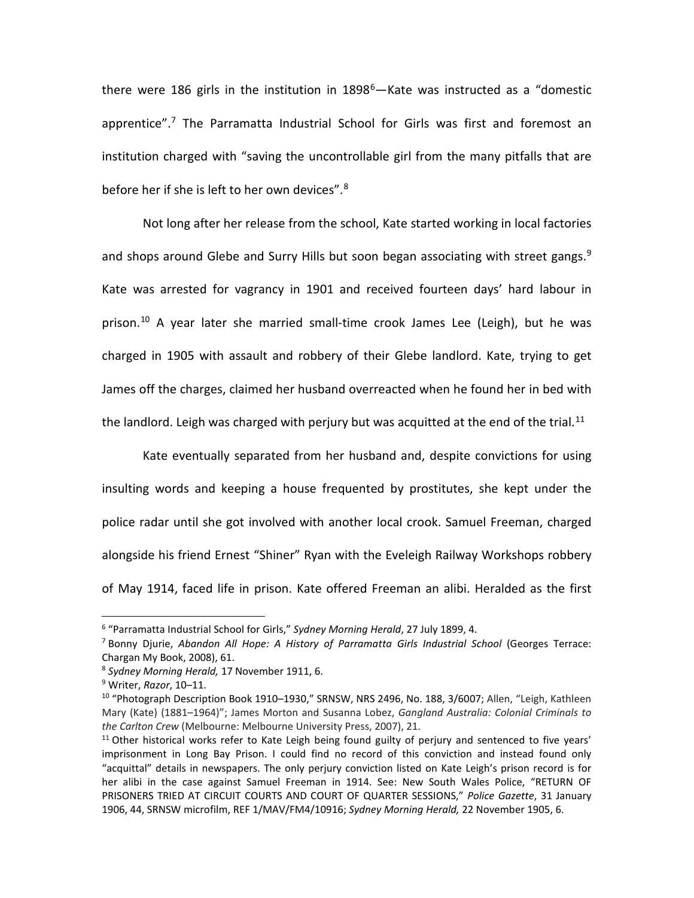there were 186 girls in the institution in 1898[6]—Kate was instructed as a "domestic apprentice".[7] The Parramatta Industrial School for Girls was first and foremost an institution charged with "saving the uncontrollable girl from the many pitfalls that are before her if she is left to her own devices".[8]

Not long after her release from the school, Kate started working in local factories and shops around Glebe and Surry Hills but soon began associating with street gangs.[9] Kate was arrested for vagrancy in 1901 and received fourteen days' hard labour in prison.[10] A year later she married small-time crook James Lee (Leigh), but he was charged in 1905 with assault and robbery of their Glebe landlord. Kate, trying to get James off the charges, claimed her husband overreacted when he found her in bed with the landlord. Leigh was charged with perjury but was acquitted at the end of the trial.[11]

Kate eventually separated from her husband and, despite convictions for using insulting words and keeping a house frequented by prostitutes, she kept under the police radar until she got involved with another local crook. Samuel Freeman, charged alongside his friend Ernest "Shiner" Ryan with the Eveleigh Railway Workshops robbery of May 1914, faced life in prison. Kate offered Freeman an alibi. Heralded as the first

---

[6] "Parramatta Industrial School for Girls," *Sydney Morning Herald*, 27 July 1899, 4.

[7] Bonny Djurie, *Abandon All Hope: A History of Parramatta Girls Industrial School* (Georges Terrace: Chargan My Book, 2008), 61.

[8] *Sydney Morning Herald,* 17 November 1911, 6.

[9] Writer, *Razor*, 10–11.

[10] "Photograph Description Book 1910–1930," SRNSW, NRS 2496, No. 188, 3/6007; Allen, "Leigh, Kathleen Mary (Kate) (1881–1964)"; James Morton and Susanna Lobez, *Gangland Australia: Colonial Criminals to the Carlton Crew* (Melbourne: Melbourne University Press, 2007), 21.

[11] Other historical works refer to Kate Leigh being found guilty of perjury and sentenced to five years' imprisonment in Long Bay Prison. I could find no record of this conviction and instead found only "acquittal" details in newspapers. The only perjury conviction listed on Kate Leigh's prison record is for her alibi in the case against Samuel Freeman in 1914. See: New South Wales Police, "RETURN OF PRISONERS TRIED AT CIRCUIT COURTS AND COURT OF QUARTER SESSIONS," *Police Gazette*, 31 January 1906, 44, SRNSW microfilm, REF 1/MAV/FM4/10916; *Sydney Morning Herald,* 22 November 1905, 6.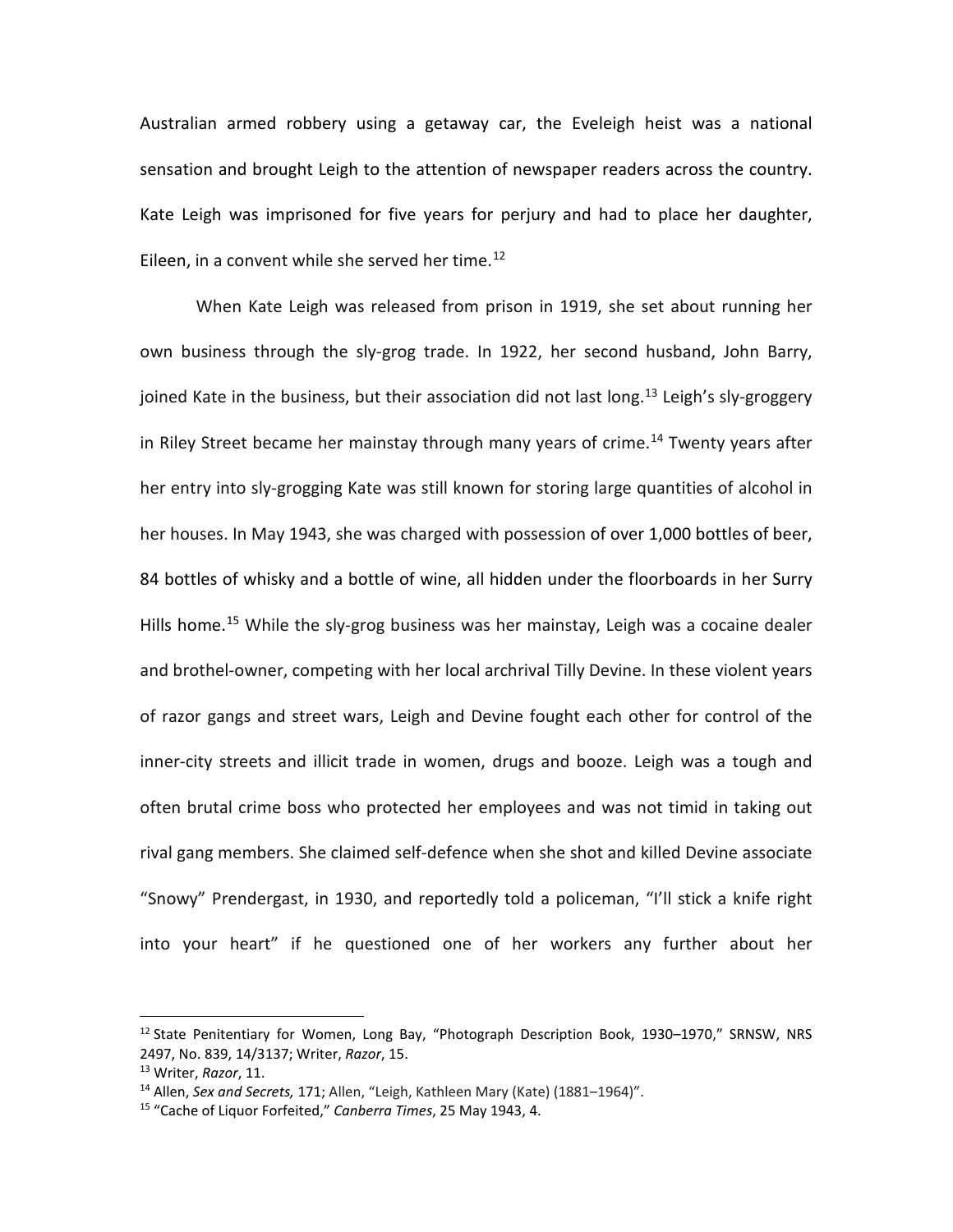Australian armed robbery using a getaway car, the Eveleigh heist was a national sensation and brought Leigh to the attention of newspaper readers across the country. Kate Leigh was imprisoned for five years for perjury and had to place her daughter, Eileen, in a convent while she served her time.[12]

When Kate Leigh was released from prison in 1919, she set about running her own business through the sly-grog trade. In 1922, her second husband, John Barry, joined Kate in the business, but their association did not last long.[13] Leigh's sly-groggery in Riley Street became her mainstay through many years of crime.[14] Twenty years after her entry into sly-grogging Kate was still known for storing large quantities of alcohol in her houses. In May 1943, she was charged with possession of over 1,000 bottles of beer, 84 bottles of whisky and a bottle of wine, all hidden under the floorboards in her Surry Hills home.[15] While the sly-grog business was her mainstay, Leigh was a cocaine dealer and brothel-owner, competing with her local archrival Tilly Devine. In these violent years of razor gangs and street wars, Leigh and Devine fought each other for control of the inner-city streets and illicit trade in women, drugs and booze. Leigh was a tough and often brutal crime boss who protected her employees and was not timid in taking out rival gang members. She claimed self-defence when she shot and killed Devine associate "Snowy" Prendergast, in 1930, and reportedly told a policeman, "I'll stick a knife right into your heart" if he questioned one of her workers any further about her

---

[12] State Penitentiary for Women, Long Bay, "Photograph Description Book, 1930–1970," SRNSW, NRS 2497, No. 839, 14/3137; Writer, *Razor*, 15.

[13] Writer, *Razor*, 11.

[14] Allen, *Sex and Secrets,* 171; Allen, "Leigh, Kathleen Mary (Kate) (1881–1964)".

[15] "Cache of Liquor Forfeited," *Canberra Times*, 25 May 1943, 4.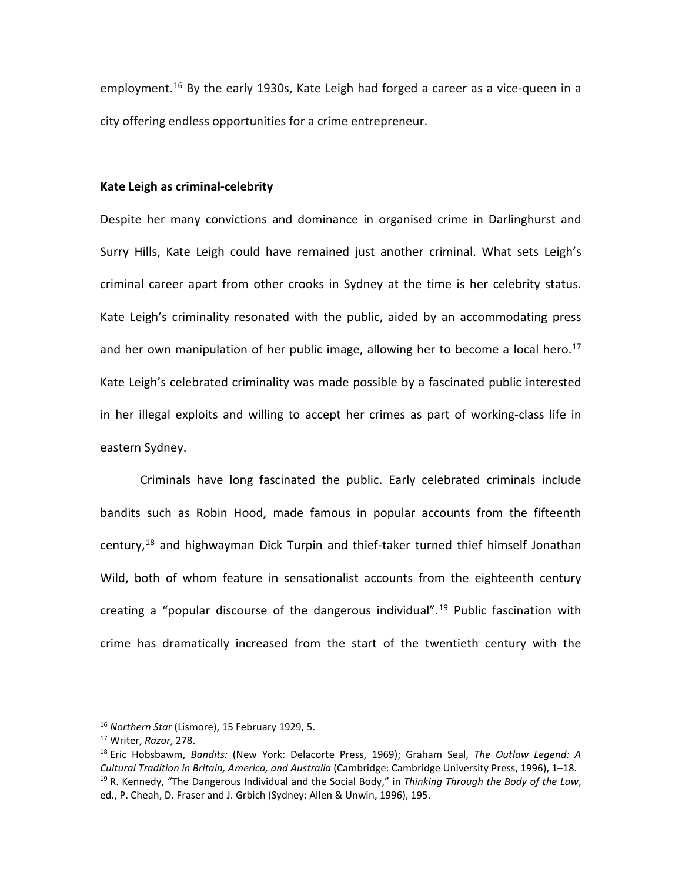employment.[16] By the early 1930s, Kate Leigh had forged a career as a vice-queen in a city offering endless opportunities for a crime entrepreneur.

**Kate Leigh as criminal-celebrity**

Despite her many convictions and dominance in organised crime in Darlinghurst and Surry Hills, Kate Leigh could have remained just another criminal. What sets Leigh's criminal career apart from other crooks in Sydney at the time is her celebrity status. Kate Leigh's criminality resonated with the public, aided by an accommodating press and her own manipulation of her public image, allowing her to become a local hero.[17] Kate Leigh's celebrated criminality was made possible by a fascinated public interested in her illegal exploits and willing to accept her crimes as part of working-class life in eastern Sydney.

Criminals have long fascinated the public. Early celebrated criminals include bandits such as Robin Hood, made famous in popular accounts from the fifteenth century,[18] and highwayman Dick Turpin and thief-taker turned thief himself Jonathan Wild, both of whom feature in sensationalist accounts from the eighteenth century creating a "popular discourse of the dangerous individual".[19] Public fascination with crime has dramatically increased from the start of the twentieth century with the

---

[16] *Northern Star* (Lismore), 15 February 1929, 5.

[17] Writer, *Razor*, 278.

[18] Eric Hobsbawm, *Bandits:* (New York: Delacorte Press, 1969); Graham Seal, *The Outlaw Legend: A Cultural Tradition in Britain, America, and Australia* (Cambridge: Cambridge University Press, 1996), 1–18.

[19] R. Kennedy, "The Dangerous Individual and the Social Body," in *Thinking Through the Body of the Law*, ed., P. Cheah, D. Fraser and J. Grbich (Sydney: Allen & Unwin, 1996), 195.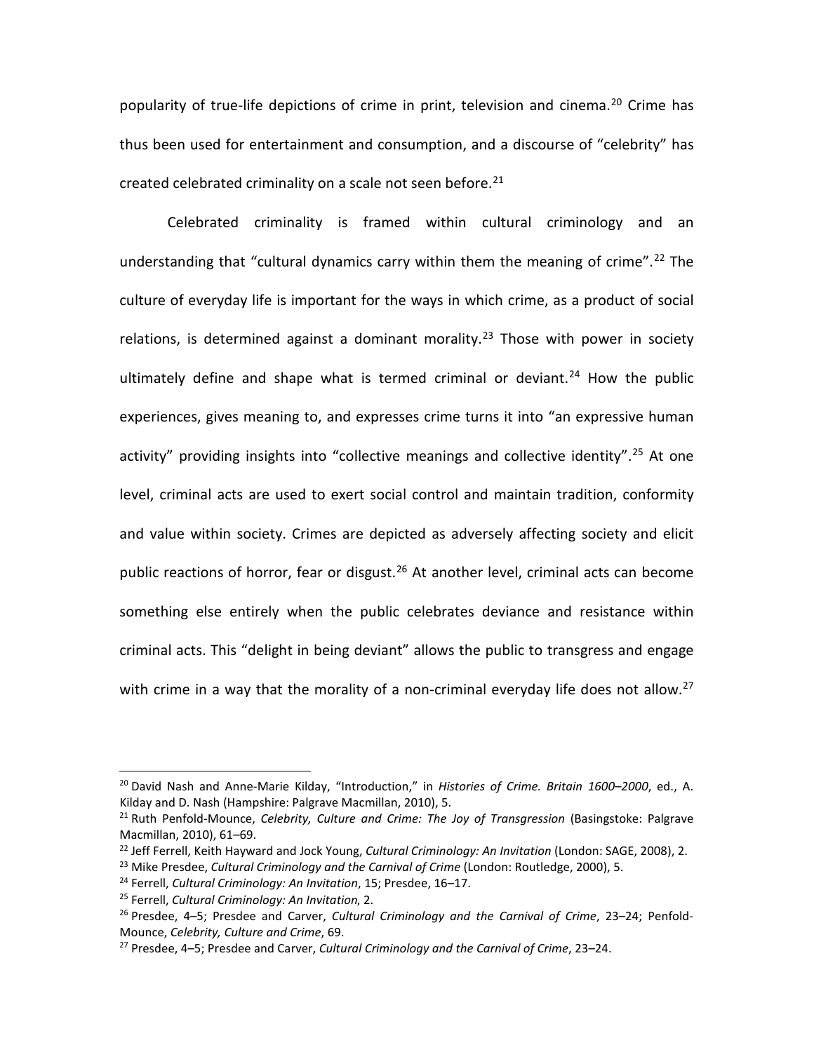popularity of true-life depictions of crime in print, television and cinema.[20] Crime has thus been used for entertainment and consumption, and a discourse of "celebrity" has created celebrated criminality on a scale not seen before.[21]

Celebrated criminality is framed within cultural criminology and an understanding that "cultural dynamics carry within them the meaning of crime".[22] The culture of everyday life is important for the ways in which crime, as a product of social relations, is determined against a dominant morality.[23] Those with power in society ultimately define and shape what is termed criminal or deviant.[24] How the public experiences, gives meaning to, and expresses crime turns it into "an expressive human activity" providing insights into "collective meanings and collective identity".[25] At one level, criminal acts are used to exert social control and maintain tradition, conformity and value within society. Crimes are depicted as adversely affecting society and elicit public reactions of horror, fear or disgust.[26] At another level, criminal acts can become something else entirely when the public celebrates deviance and resistance within criminal acts. This "delight in being deviant" allows the public to transgress and engage with crime in a way that the morality of a non-criminal everyday life does not allow.[27]

---

[20] David Nash and Anne-Marie Kilday, "Introduction," in *Histories of Crime. Britain 1600–2000*, ed., A. Kilday and D. Nash (Hampshire: Palgrave Macmillan, 2010), 5.

[21] Ruth Penfold-Mounce, *Celebrity, Culture and Crime: The Joy of Transgression* (Basingstoke: Palgrave Macmillan, 2010), 61–69.

[22] Jeff Ferrell, Keith Hayward and Jock Young, *Cultural Criminology: An Invitation* (London: SAGE, 2008), 2.

[23] Mike Presdee, *Cultural Criminology and the Carnival of Crime* (London: Routledge, 2000), 5.

[24] Ferrell, *Cultural Criminology: An Invitation*, 15; Presdee, 16–17.

[25] Ferrell, *Cultural Criminology: An Invitation*, 2.

[26] Presdee, 4–5; Presdee and Carver, *Cultural Criminology and the Carnival of Crime*, 23–24; Penfold-Mounce, *Celebrity, Culture and Crime*, 69.

[27] Presdee, 4–5; Presdee and Carver, *Cultural Criminology and the Carnival of Crime*, 23–24.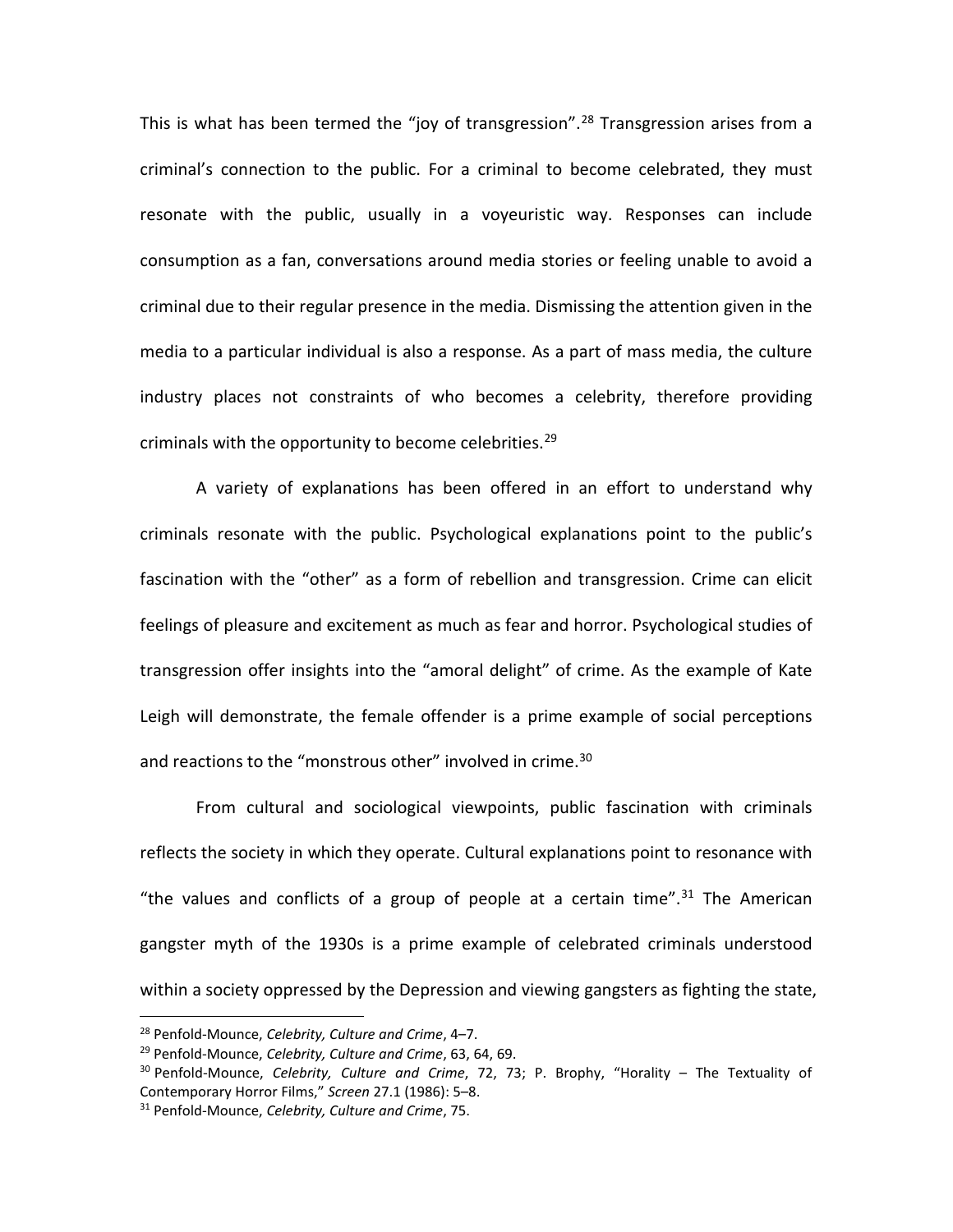This is what has been termed the “joy of transgression”.[28] Transgression arises from a criminal’s connection to the public. For a criminal to become celebrated, they must resonate with the public, usually in a voyeuristic way. Responses can include consumption as a fan, conversations around media stories or feeling unable to avoid a criminal due to their regular presence in the media. Dismissing the attention given in the media to a particular individual is also a response. As a part of mass media, the culture industry places not constraints of who becomes a celebrity, therefore providing criminals with the opportunity to become celebrities.[29]

A variety of explanations has been offered in an effort to understand why criminals resonate with the public. Psychological explanations point to the public’s fascination with the “other” as a form of rebellion and transgression. Crime can elicit feelings of pleasure and excitement as much as fear and horror. Psychological studies of transgression offer insights into the “amoral delight” of crime. As the example of Kate Leigh will demonstrate, the female offender is a prime example of social perceptions and reactions to the “monstrous other” involved in crime.[30]

From cultural and sociological viewpoints, public fascination with criminals reflects the society in which they operate. Cultural explanations point to resonance with “the values and conflicts of a group of people at a certain time”.[31] The American gangster myth of the 1930s is a prime example of celebrated criminals understood within a society oppressed by the Depression and viewing gangsters as fighting the state,

---

[28] Penfold-Mounce, *Celebrity, Culture and Crime*, 4–7.

[29] Penfold-Mounce, *Celebrity, Culture and Crime*, 63, 64, 69.

[30] Penfold-Mounce, *Celebrity, Culture and Crime*, 72, 73; P. Brophy, “Horality – The Textuality of Contemporary Horror Films,” *Screen* 27.1 (1986): 5–8.

[31] Penfold-Mounce, *Celebrity, Culture and Crime*, 75.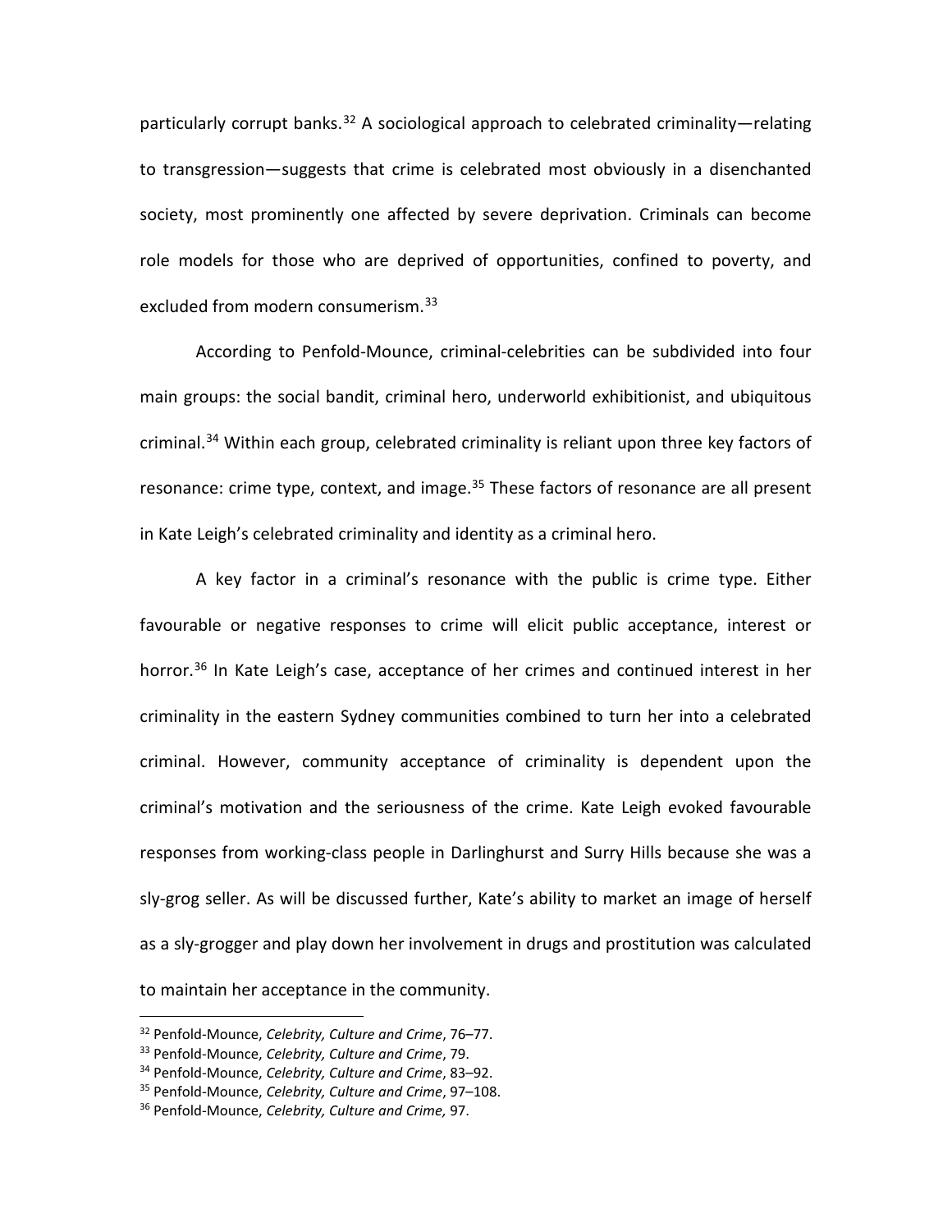particularly corrupt banks.[32] A sociological approach to celebrated criminality—relating to transgression—suggests that crime is celebrated most obviously in a disenchanted society, most prominently one affected by severe deprivation. Criminals can become role models for those who are deprived of opportunities, confined to poverty, and excluded from modern consumerism.[33]

According to Penfold-Mounce, criminal-celebrities can be subdivided into four main groups: the social bandit, criminal hero, underworld exhibitionist, and ubiquitous criminal.[34] Within each group, celebrated criminality is reliant upon three key factors of resonance: crime type, context, and image.[35] These factors of resonance are all present in Kate Leigh's celebrated criminality and identity as a criminal hero.

A key factor in a criminal's resonance with the public is crime type. Either favourable or negative responses to crime will elicit public acceptance, interest or horror.[36] In Kate Leigh's case, acceptance of her crimes and continued interest in her criminality in the eastern Sydney communities combined to turn her into a celebrated criminal. However, community acceptance of criminality is dependent upon the criminal's motivation and the seriousness of the crime. Kate Leigh evoked favourable responses from working-class people in Darlinghurst and Surry Hills because she was a sly-grog seller. As will be discussed further, Kate's ability to market an image of herself as a sly-grogger and play down her involvement in drugs and prostitution was calculated to maintain her acceptance in the community.

---

[32] Penfold-Mounce, *Celebrity, Culture and Crime*, 76–77.

[33] Penfold-Mounce, *Celebrity, Culture and Crime*, 79.

[34] Penfold-Mounce, *Celebrity, Culture and Crime*, 83–92.

[35] Penfold-Mounce, *Celebrity, Culture and Crime*, 97–108.

[36] Penfold-Mounce, *Celebrity, Culture and Crime,* 97.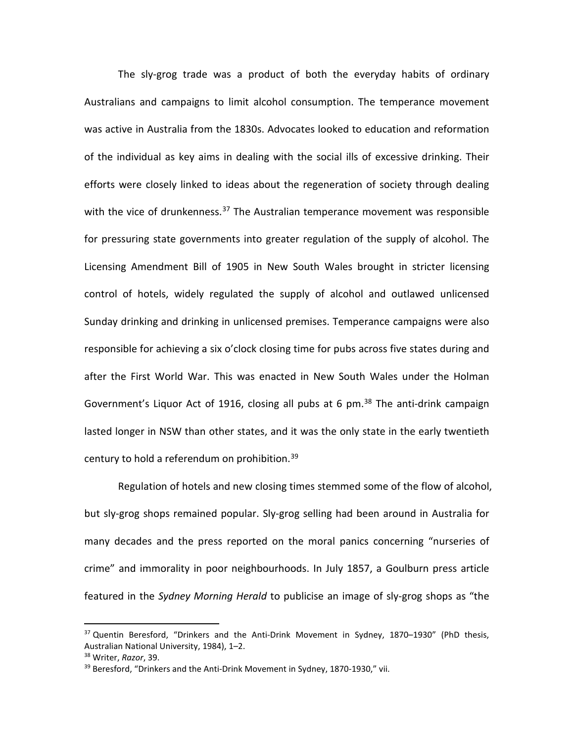The sly-grog trade was a product of both the everyday habits of ordinary Australians and campaigns to limit alcohol consumption. The temperance movement was active in Australia from the 1830s. Advocates looked to education and reformation of the individual as key aims in dealing with the social ills of excessive drinking. Their efforts were closely linked to ideas about the regeneration of society through dealing with the vice of drunkenness.[37] The Australian temperance movement was responsible for pressuring state governments into greater regulation of the supply of alcohol. The Licensing Amendment Bill of 1905 in New South Wales brought in stricter licensing control of hotels, widely regulated the supply of alcohol and outlawed unlicensed Sunday drinking and drinking in unlicensed premises. Temperance campaigns were also responsible for achieving a six o'clock closing time for pubs across five states during and after the First World War. This was enacted in New South Wales under the Holman Government's Liquor Act of 1916, closing all pubs at 6 pm.[38] The anti-drink campaign lasted longer in NSW than other states, and it was the only state in the early twentieth century to hold a referendum on prohibition.[39]

Regulation of hotels and new closing times stemmed some of the flow of alcohol, but sly-grog shops remained popular. Sly-grog selling had been around in Australia for many decades and the press reported on the moral panics concerning "nurseries of crime" and immorality in poor neighbourhoods. In July 1857, a Goulburn press article featured in the *Sydney Morning Herald* to publicise an image of sly-grog shops as "the

---

[37] Quentin Beresford, "Drinkers and the Anti-Drink Movement in Sydney, 1870–1930" (PhD thesis, Australian National University, 1984), 1–2.

[38] Writer, *Razor*, 39.

[39] Beresford, "Drinkers and the Anti-Drink Movement in Sydney, 1870-1930," vii.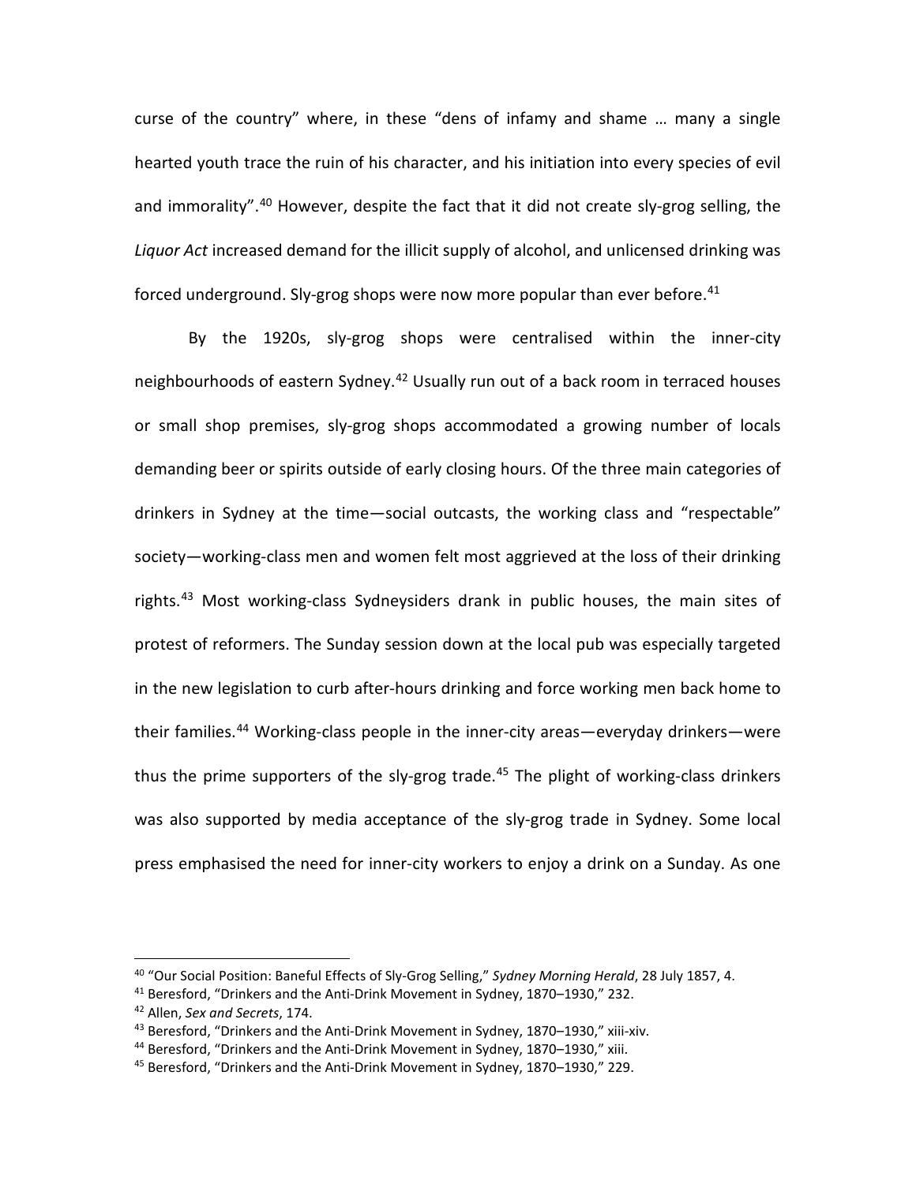curse of the country" where, in these "dens of infamy and shame … many a single hearted youth trace the ruin of his character, and his initiation into every species of evil and immorality".[40] However, despite the fact that it did not create sly-grog selling, the *Liquor Act* increased demand for the illicit supply of alcohol, and unlicensed drinking was forced underground. Sly-grog shops were now more popular than ever before.[41]

By the 1920s, sly-grog shops were centralised within the inner-city neighbourhoods of eastern Sydney.[42] Usually run out of a back room in terraced houses or small shop premises, sly-grog shops accommodated a growing number of locals demanding beer or spirits outside of early closing hours. Of the three main categories of drinkers in Sydney at the time—social outcasts, the working class and "respectable" society—working-class men and women felt most aggrieved at the loss of their drinking rights.[43] Most working-class Sydneysiders drank in public houses, the main sites of protest of reformers. The Sunday session down at the local pub was especially targeted in the new legislation to curb after-hours drinking and force working men back home to their families.[44] Working-class people in the inner-city areas—everyday drinkers—were thus the prime supporters of the sly-grog trade.[45] The plight of working-class drinkers was also supported by media acceptance of the sly-grog trade in Sydney. Some local press emphasised the need for inner-city workers to enjoy a drink on a Sunday. As one

---

[40] "Our Social Position: Baneful Effects of Sly-Grog Selling," *Sydney Morning Herald*, 28 July 1857, 4.

[41] Beresford, "Drinkers and the Anti-Drink Movement in Sydney, 1870–1930," 232.

[42] Allen, *Sex and Secrets*, 174.

[43] Beresford, "Drinkers and the Anti-Drink Movement in Sydney, 1870–1930," xiii-xiv.

[44] Beresford, "Drinkers and the Anti-Drink Movement in Sydney, 1870–1930," xiii.

[45] Beresford, "Drinkers and the Anti-Drink Movement in Sydney, 1870–1930," 229.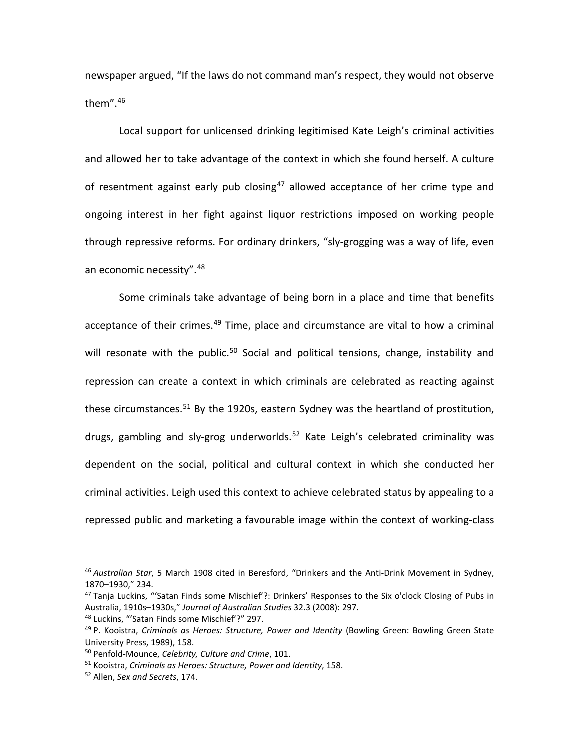newspaper argued, "If the laws do not command man's respect, they would not observe them".[46]

Local support for unlicensed drinking legitimised Kate Leigh's criminal activities and allowed her to take advantage of the context in which she found herself. A culture of resentment against early pub closing[47] allowed acceptance of her crime type and ongoing interest in her fight against liquor restrictions imposed on working people through repressive reforms. For ordinary drinkers, "sly-grogging was a way of life, even an economic necessity".[48]

Some criminals take advantage of being born in a place and time that benefits acceptance of their crimes.[49] Time, place and circumstance are vital to how a criminal will resonate with the public.[50] Social and political tensions, change, instability and repression can create a context in which criminals are celebrated as reacting against these circumstances.[51] By the 1920s, eastern Sydney was the heartland of prostitution, drugs, gambling and sly-grog underworlds.[52] Kate Leigh's celebrated criminality was dependent on the social, political and cultural context in which she conducted her criminal activities. Leigh used this context to achieve celebrated status by appealing to a repressed public and marketing a favourable image within the context of working-class

---

[46] *Australian Star*, 5 March 1908 cited in Beresford, "Drinkers and the Anti-Drink Movement in Sydney, 1870–1930," 234.

[47] Tanja Luckins, "'Satan Finds some Mischief'?: Drinkers' Responses to the Six o'clock Closing of Pubs in Australia, 1910s–1930s," *Journal of Australian Studies* 32.3 (2008): 297.

[48] Luckins, "'Satan Finds some Mischief'?" 297.

[49] P. Kooistra, *Criminals as Heroes: Structure, Power and Identity* (Bowling Green: Bowling Green State University Press, 1989), 158.

[50] Penfold-Mounce, *Celebrity, Culture and Crime*, 101.

[51] Kooistra, *Criminals as Heroes: Structure, Power and Identity*, 158.

[52] Allen, *Sex and Secrets*, 174.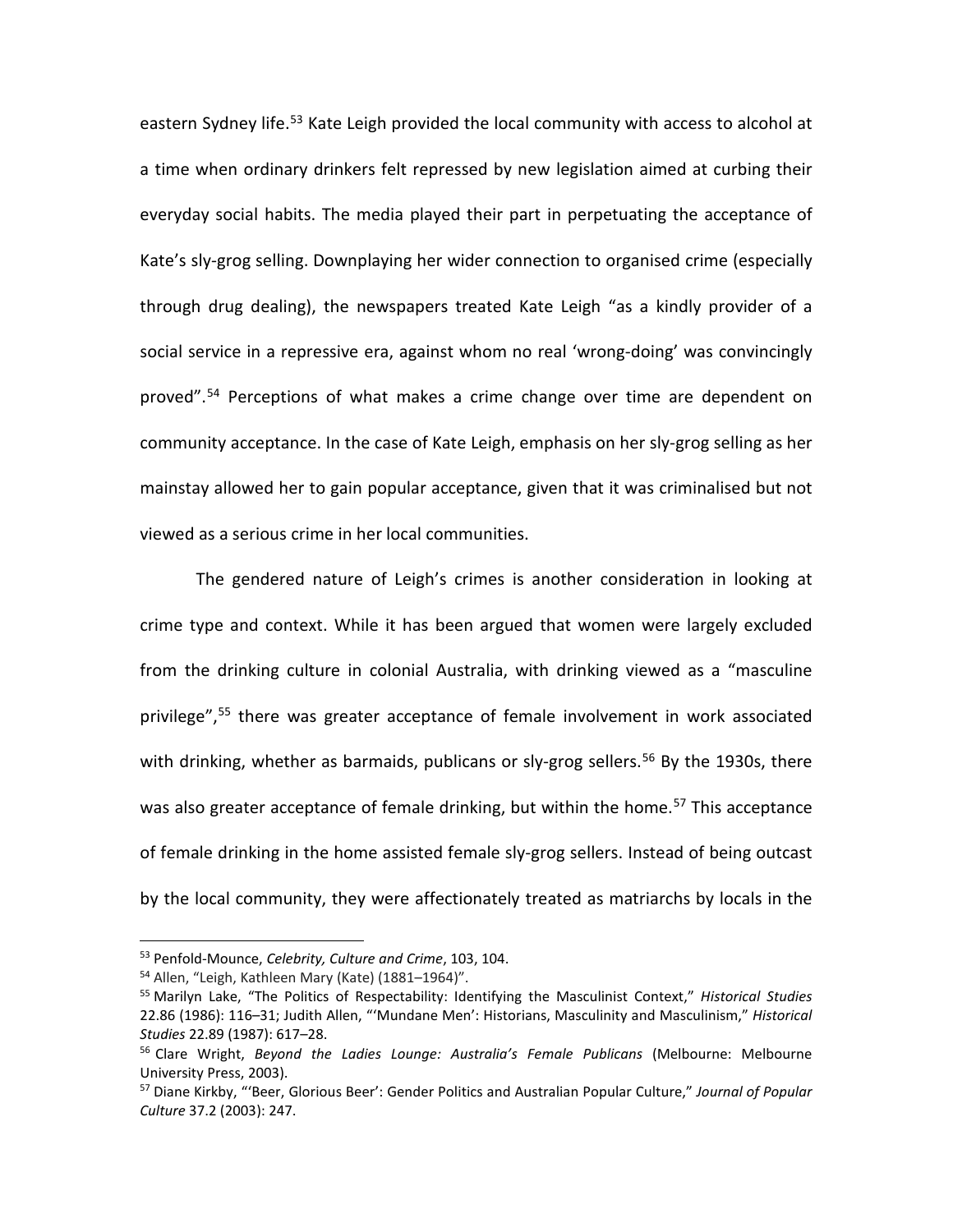eastern Sydney life.[53] Kate Leigh provided the local community with access to alcohol at a time when ordinary drinkers felt repressed by new legislation aimed at curbing their everyday social habits. The media played their part in perpetuating the acceptance of Kate's sly-grog selling. Downplaying her wider connection to organised crime (especially through drug dealing), the newspapers treated Kate Leigh "as a kindly provider of a social service in a repressive era, against whom no real 'wrong-doing' was convincingly proved".[54] Perceptions of what makes a crime change over time are dependent on community acceptance. In the case of Kate Leigh, emphasis on her sly-grog selling as her mainstay allowed her to gain popular acceptance, given that it was criminalised but not viewed as a serious crime in her local communities.

The gendered nature of Leigh's crimes is another consideration in looking at crime type and context. While it has been argued that women were largely excluded from the drinking culture in colonial Australia, with drinking viewed as a "masculine privilege",[55] there was greater acceptance of female involvement in work associated with drinking, whether as barmaids, publicans or sly-grog sellers.[56] By the 1930s, there was also greater acceptance of female drinking, but within the home.[57] This acceptance of female drinking in the home assisted female sly-grog sellers. Instead of being outcast by the local community, they were affectionately treated as matriarchs by locals in the

---

[53] Penfold-Mounce, *Celebrity, Culture and Crime*, 103, 104.

[54] Allen, "Leigh, Kathleen Mary (Kate) (1881–1964)".

[55] Marilyn Lake, "The Politics of Respectability: Identifying the Masculinist Context," *Historical Studies* 22.86 (1986): 116–31; Judith Allen, "'Mundane Men': Historians, Masculinity and Masculinism," *Historical Studies* 22.89 (1987): 617–28.

[56] Clare Wright, *Beyond the Ladies Lounge: Australia's Female Publicans* (Melbourne: Melbourne University Press, 2003).

[57] Diane Kirkby, "'Beer, Glorious Beer': Gender Politics and Australian Popular Culture," *Journal of Popular Culture* 37.2 (2003): 247.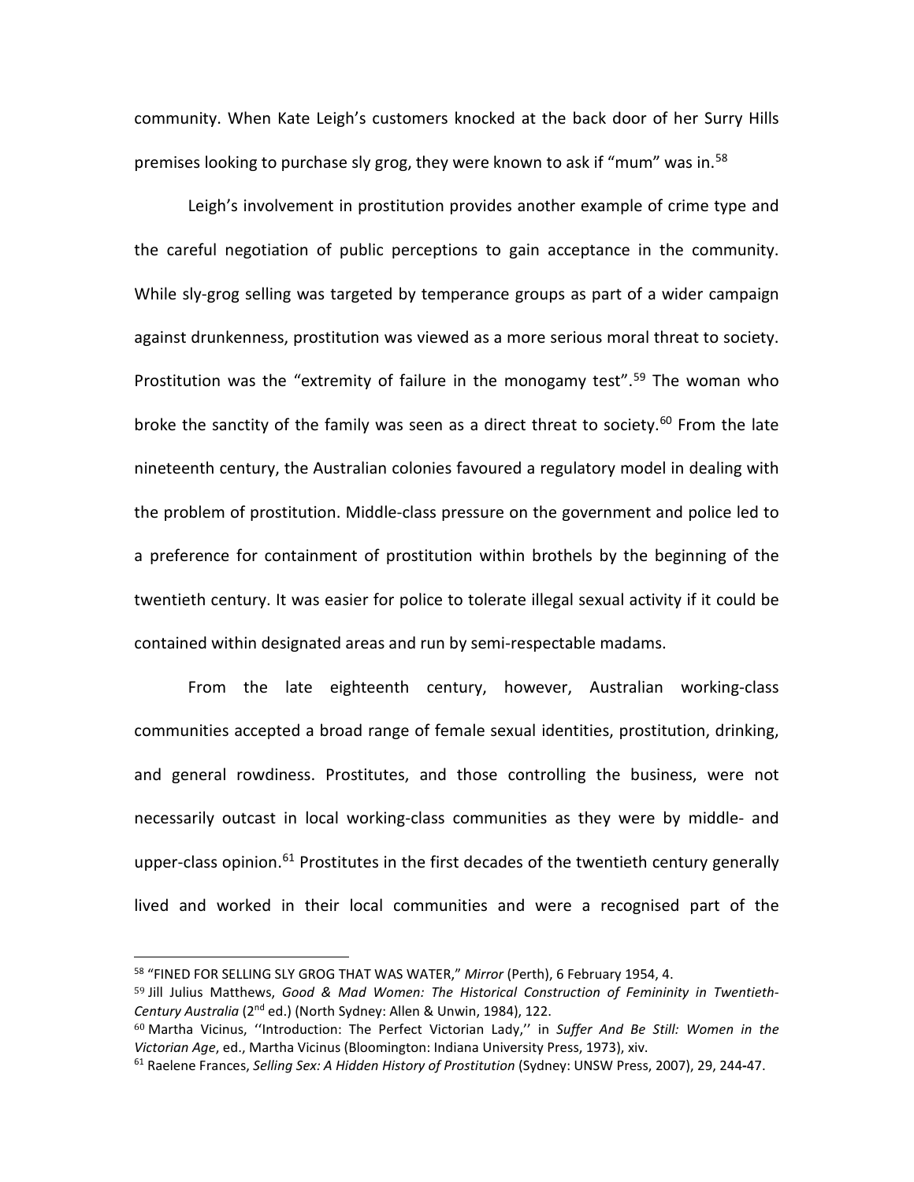community. When Kate Leigh's customers knocked at the back door of her Surry Hills premises looking to purchase sly grog, they were known to ask if "mum" was in.[58]

Leigh's involvement in prostitution provides another example of crime type and the careful negotiation of public perceptions to gain acceptance in the community. While sly-grog selling was targeted by temperance groups as part of a wider campaign against drunkenness, prostitution was viewed as a more serious moral threat to society. Prostitution was the "extremity of failure in the monogamy test".[59] The woman who broke the sanctity of the family was seen as a direct threat to society.[60] From the late nineteenth century, the Australian colonies favoured a regulatory model in dealing with the problem of prostitution. Middle-class pressure on the government and police led to a preference for containment of prostitution within brothels by the beginning of the twentieth century. It was easier for police to tolerate illegal sexual activity if it could be contained within designated areas and run by semi-respectable madams.

From the late eighteenth century, however, Australian working-class communities accepted a broad range of female sexual identities, prostitution, drinking, and general rowdiness. Prostitutes, and those controlling the business, were not necessarily outcast in local working-class communities as they were by middle- and upper-class opinion.[61] Prostitutes in the first decades of the twentieth century generally lived and worked in their local communities and were a recognised part of the

---

[58] "FINED FOR SELLING SLY GROG THAT WAS WATER," *Mirror* (Perth), 6 February 1954, 4.

[59] Jill Julius Matthews, *Good & Mad Women: The Historical Construction of Femininity in Twentieth-Century Australia* (2nd ed.) (North Sydney: Allen & Unwin, 1984), 122.

[60] Martha Vicinus, ''Introduction: The Perfect Victorian Lady,'' in *Suffer And Be Still: Women in the Victorian Age*, ed., Martha Vicinus (Bloomington: Indiana University Press, 1973), xiv.

[61] Raelene Frances, *Selling Sex: A Hidden History of Prostitution* (Sydney: UNSW Press, 2007), 29, 244-47.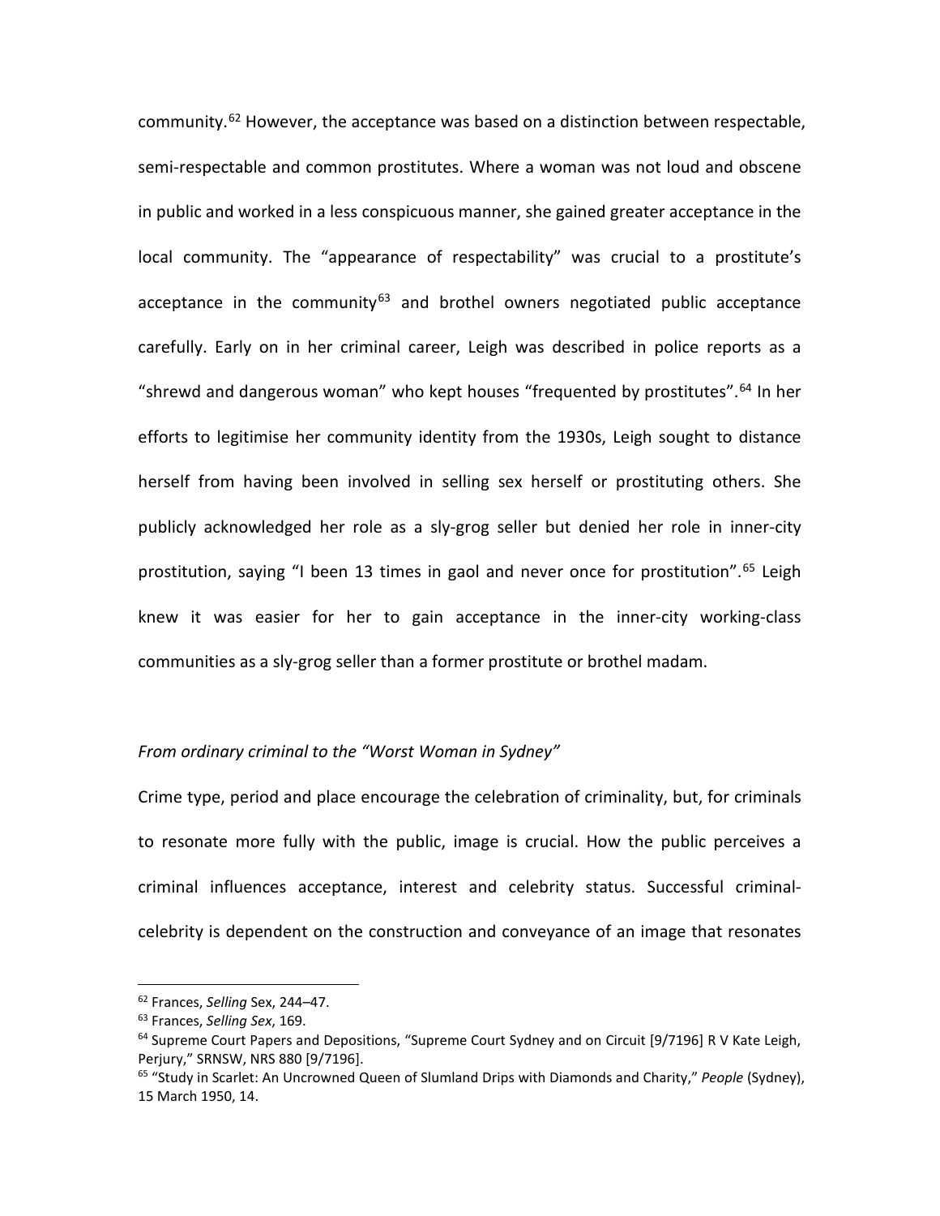community.[62] However, the acceptance was based on a distinction between respectable, semi-respectable and common prostitutes. Where a woman was not loud and obscene in public and worked in a less conspicuous manner, she gained greater acceptance in the local community. The "appearance of respectability" was crucial to a prostitute's acceptance in the community[63] and brothel owners negotiated public acceptance carefully. Early on in her criminal career, Leigh was described in police reports as a "shrewd and dangerous woman" who kept houses "frequented by prostitutes".[64] In her efforts to legitimise her community identity from the 1930s, Leigh sought to distance herself from having been involved in selling sex herself or prostituting others. She publicly acknowledged her role as a sly-grog seller but denied her role in inner-city prostitution, saying "I been 13 times in gaol and never once for prostitution".[65] Leigh knew it was easier for her to gain acceptance in the inner-city working-class communities as a sly-grog seller than a former prostitute or brothel madam.

*From ordinary criminal to the "Worst Woman in Sydney"*

Crime type, period and place encourage the celebration of criminality, but, for criminals to resonate more fully with the public, image is crucial. How the public perceives a criminal influences acceptance, interest and celebrity status. Successful criminal-celebrity is dependent on the construction and conveyance of an image that resonates

---

[62] Frances, *Selling* Sex, 244–47.

[63] Frances, *Selling Sex*, 169.

[64] Supreme Court Papers and Depositions, "Supreme Court Sydney and on Circuit [9/7196] R V Kate Leigh, Perjury," SRNSW, NRS 880 [9/7196].

[65] "Study in Scarlet: An Uncrowned Queen of Slumland Drips with Diamonds and Charity," *People* (Sydney), 15 March 1950, 14.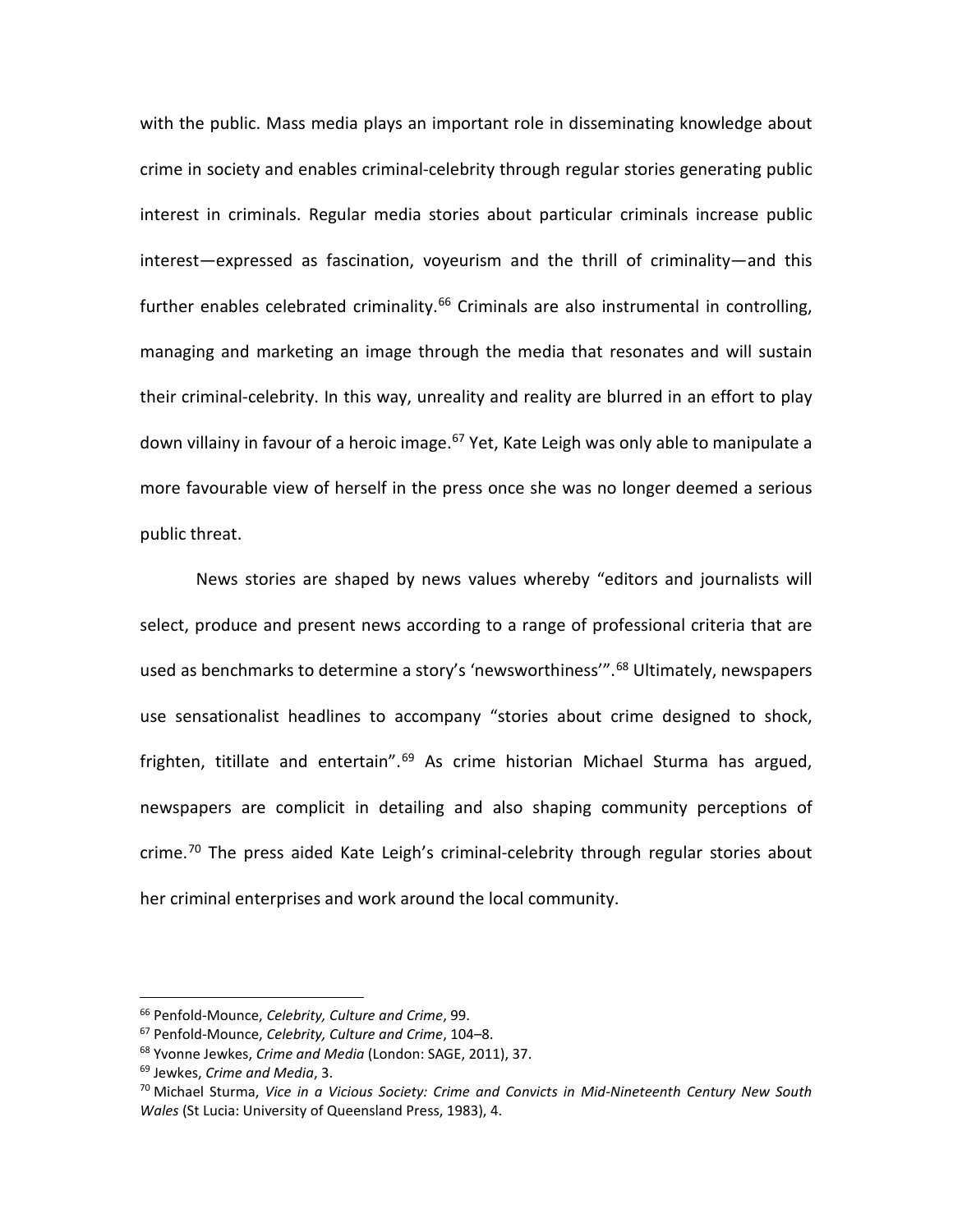with the public. Mass media plays an important role in disseminating knowledge about crime in society and enables criminal-celebrity through regular stories generating public interest in criminals. Regular media stories about particular criminals increase public interest—expressed as fascination, voyeurism and the thrill of criminality—and this further enables celebrated criminality.[66] Criminals are also instrumental in controlling, managing and marketing an image through the media that resonates and will sustain their criminal-celebrity. In this way, unreality and reality are blurred in an effort to play down villainy in favour of a heroic image.[67] Yet, Kate Leigh was only able to manipulate a more favourable view of herself in the press once she was no longer deemed a serious public threat.

News stories are shaped by news values whereby "editors and journalists will select, produce and present news according to a range of professional criteria that are used as benchmarks to determine a story's 'newsworthiness'".[68] Ultimately, newspapers use sensationalist headlines to accompany "stories about crime designed to shock, frighten, titillate and entertain".[69] As crime historian Michael Sturma has argued, newspapers are complicit in detailing and also shaping community perceptions of crime.[70] The press aided Kate Leigh's criminal-celebrity through regular stories about her criminal enterprises and work around the local community.

---

[66] Penfold-Mounce, *Celebrity, Culture and Crime*, 99.

[67] Penfold-Mounce, *Celebrity, Culture and Crime*, 104–8.

[68] Yvonne Jewkes, *Crime and Media* (London: SAGE, 2011), 37.

[69] Jewkes, *Crime and Media*, 3.

[70] Michael Sturma, *Vice in a Vicious Society: Crime and Convicts in Mid-Nineteenth Century New South Wales* (St Lucia: University of Queensland Press, 1983), 4.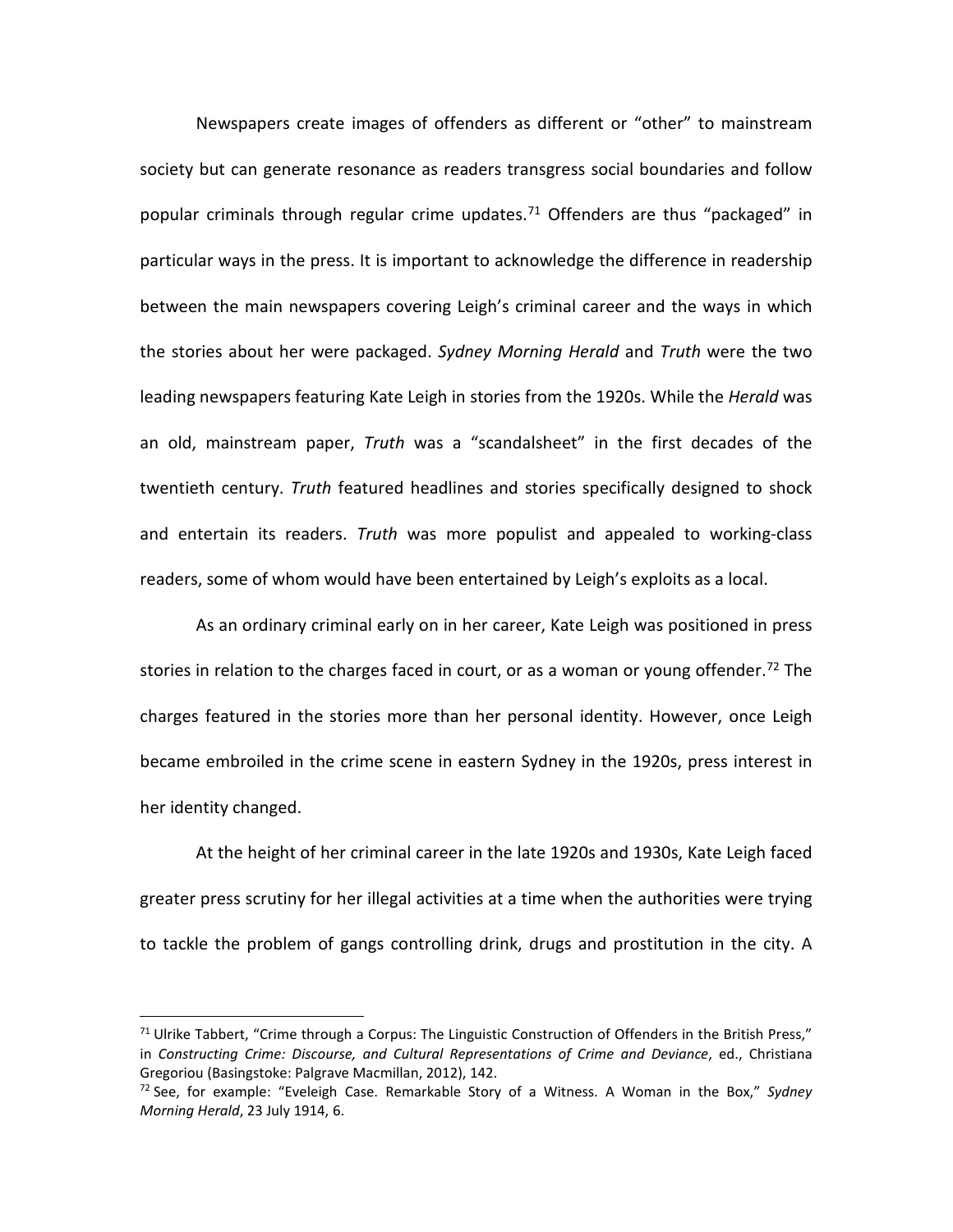Newspapers create images of offenders as different or "other" to mainstream society but can generate resonance as readers transgress social boundaries and follow popular criminals through regular crime updates.[71] Offenders are thus "packaged" in particular ways in the press. It is important to acknowledge the difference in readership between the main newspapers covering Leigh's criminal career and the ways in which the stories about her were packaged. *Sydney Morning Herald* and *Truth* were the two leading newspapers featuring Kate Leigh in stories from the 1920s. While the *Herald* was an old, mainstream paper, *Truth* was a "scandalsheet" in the first decades of the twentieth century. *Truth* featured headlines and stories specifically designed to shock and entertain its readers. *Truth* was more populist and appealed to working-class readers, some of whom would have been entertained by Leigh's exploits as a local.

As an ordinary criminal early on in her career, Kate Leigh was positioned in press stories in relation to the charges faced in court, or as a woman or young offender.[72] The charges featured in the stories more than her personal identity. However, once Leigh became embroiled in the crime scene in eastern Sydney in the 1920s, press interest in her identity changed.

At the height of her criminal career in the late 1920s and 1930s, Kate Leigh faced greater press scrutiny for her illegal activities at a time when the authorities were trying to tackle the problem of gangs controlling drink, drugs and prostitution in the city. A

[71] Ulrike Tabbert, "Crime through a Corpus: The Linguistic Construction of Offenders in the British Press," in *Constructing Crime: Discourse, and Cultural Representations of Crime and Deviance*, ed., Christiana Gregoriou (Basingstoke: Palgrave Macmillan, 2012), 142.

[72] See, for example: "Eveleigh Case. Remarkable Story of a Witness. A Woman in the Box," *Sydney Morning Herald*, 23 July 1914, 6.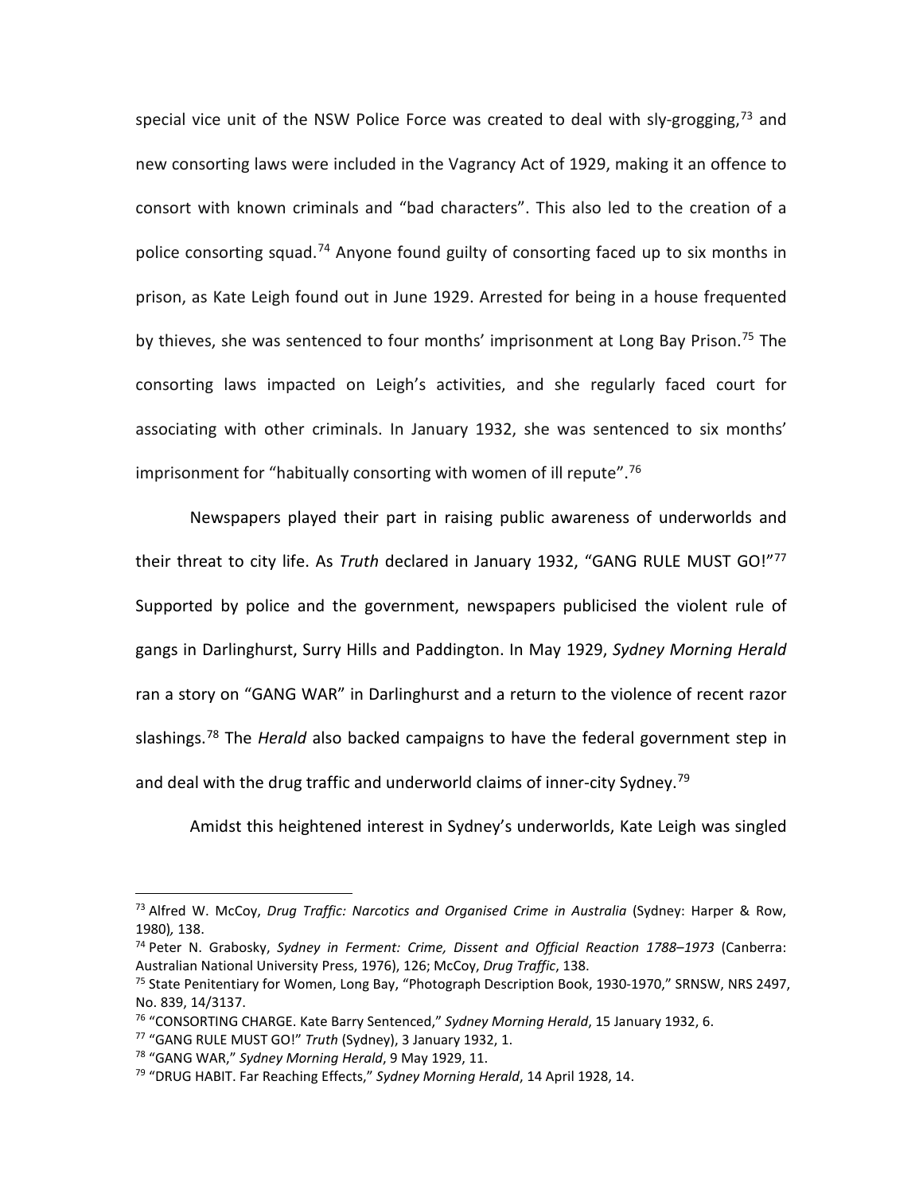special vice unit of the NSW Police Force was created to deal with sly-grogging,[73] and new consorting laws were included in the Vagrancy Act of 1929, making it an offence to consort with known criminals and "bad characters". This also led to the creation of a police consorting squad.[74] Anyone found guilty of consorting faced up to six months in prison, as Kate Leigh found out in June 1929. Arrested for being in a house frequented by thieves, she was sentenced to four months' imprisonment at Long Bay Prison.[75] The consorting laws impacted on Leigh's activities, and she regularly faced court for associating with other criminals. In January 1932, she was sentenced to six months' imprisonment for "habitually consorting with women of ill repute".[76]

Newspapers played their part in raising public awareness of underworlds and their threat to city life. As *Truth* declared in January 1932, "GANG RULE MUST GO!"[77] Supported by police and the government, newspapers publicised the violent rule of gangs in Darlinghurst, Surry Hills and Paddington. In May 1929, *Sydney Morning Herald* ran a story on "GANG WAR" in Darlinghurst and a return to the violence of recent razor slashings.[78] The *Herald* also backed campaigns to have the federal government step in and deal with the drug traffic and underworld claims of inner-city Sydney.[79]

Amidst this heightened interest in Sydney's underworlds, Kate Leigh was singled

---

[73] Alfred W. McCoy, *Drug Traffic: Narcotics and Organised Crime in Australia* (Sydney: Harper & Row, 1980), 138.

[74] Peter N. Grabosky, *Sydney in Ferment: Crime, Dissent and Official Reaction 1788–1973* (Canberra: Australian National University Press, 1976), 126; McCoy, *Drug Traffic*, 138.

[75] State Penitentiary for Women, Long Bay, "Photograph Description Book, 1930-1970," SRNSW, NRS 2497, No. 839, 14/3137.

[76] "CONSORTING CHARGE. Kate Barry Sentenced," *Sydney Morning Herald*, 15 January 1932, 6.

[77] "GANG RULE MUST GO!" *Truth* (Sydney), 3 January 1932, 1.

[78] "GANG WAR," *Sydney Morning Herald*, 9 May 1929, 11.

[79] "DRUG HABIT. Far Reaching Effects," *Sydney Morning Herald*, 14 April 1928, 14.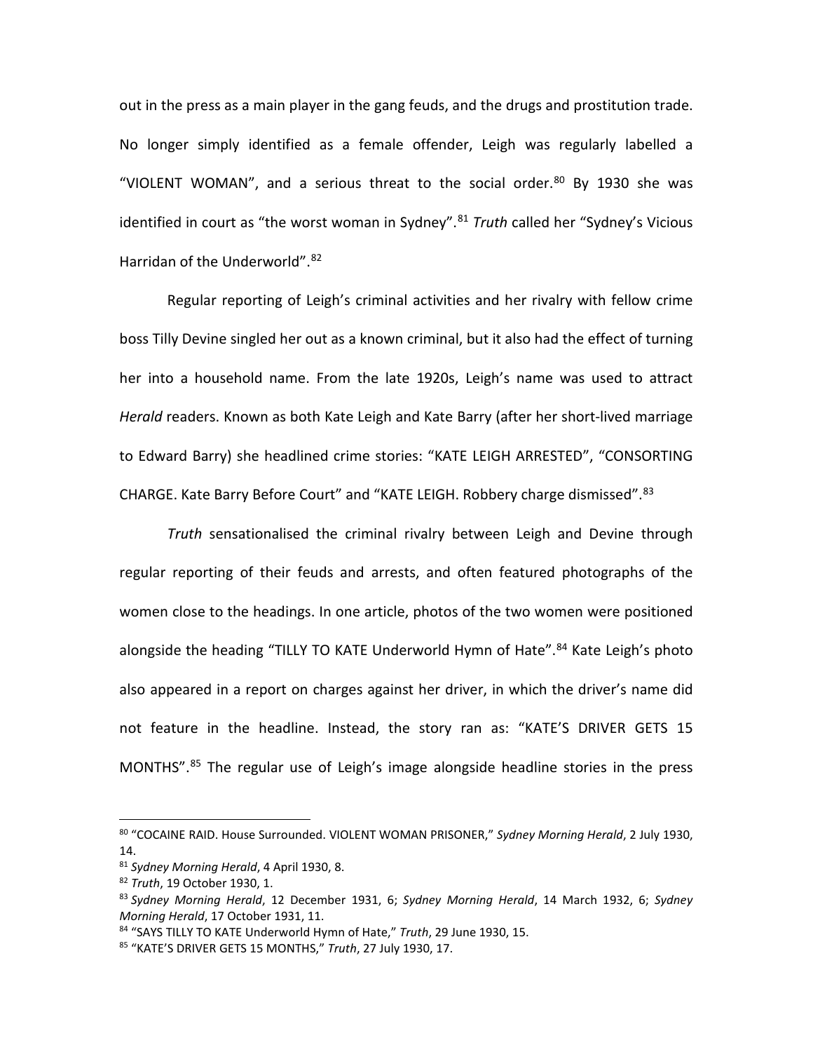out in the press as a main player in the gang feuds, and the drugs and prostitution trade. No longer simply identified as a female offender, Leigh was regularly labelled a "VIOLENT WOMAN", and a serious threat to the social order.[80] By 1930 she was identified in court as "the worst woman in Sydney".[81] *Truth* called her "Sydney's Vicious Harridan of the Underworld".[82]

Regular reporting of Leigh's criminal activities and her rivalry with fellow crime boss Tilly Devine singled her out as a known criminal, but it also had the effect of turning her into a household name. From the late 1920s, Leigh's name was used to attract *Herald* readers. Known as both Kate Leigh and Kate Barry (after her short-lived marriage to Edward Barry) she headlined crime stories: "KATE LEIGH ARRESTED", "CONSORTING CHARGE. Kate Barry Before Court" and "KATE LEIGH. Robbery charge dismissed".[83]

*Truth* sensationalised the criminal rivalry between Leigh and Devine through regular reporting of their feuds and arrests, and often featured photographs of the women close to the headings. In one article, photos of the two women were positioned alongside the heading "TILLY TO KATE Underworld Hymn of Hate".[84] Kate Leigh's photo also appeared in a report on charges against her driver, in which the driver's name did not feature in the headline. Instead, the story ran as: "KATE'S DRIVER GETS 15 MONTHS".[85] The regular use of Leigh's image alongside headline stories in the press

---

[80] "COCAINE RAID. House Surrounded. VIOLENT WOMAN PRISONER," *Sydney Morning Herald*, 2 July 1930, 14.

[81] *Sydney Morning Herald*, 4 April 1930, 8.

[82] *Truth*, 19 October 1930, 1.

[83] *Sydney Morning Herald*, 12 December 1931, 6; *Sydney Morning Herald*, 14 March 1932, 6; *Sydney Morning Herald*, 17 October 1931, 11.

[84] "SAYS TILLY TO KATE Underworld Hymn of Hate," *Truth*, 29 June 1930, 15.

[85] "KATE'S DRIVER GETS 15 MONTHS," *Truth*, 27 July 1930, 17.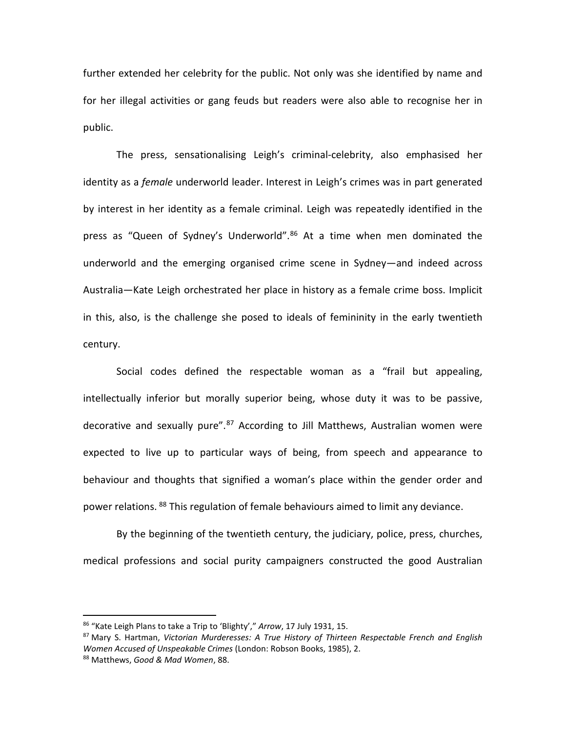further extended her celebrity for the public. Not only was she identified by name and for her illegal activities or gang feuds but readers were also able to recognise her in public.

The press, sensationalising Leigh's criminal-celebrity, also emphasised her identity as a *female* underworld leader. Interest in Leigh's crimes was in part generated by interest in her identity as a female criminal. Leigh was repeatedly identified in the press as "Queen of Sydney's Underworld".[86] At a time when men dominated the underworld and the emerging organised crime scene in Sydney—and indeed across Australia—Kate Leigh orchestrated her place in history as a female crime boss. Implicit in this, also, is the challenge she posed to ideals of femininity in the early twentieth century.

Social codes defined the respectable woman as a "frail but appealing, intellectually inferior but morally superior being, whose duty it was to be passive, decorative and sexually pure".[87] According to Jill Matthews, Australian women were expected to live up to particular ways of being, from speech and appearance to behaviour and thoughts that signified a woman's place within the gender order and power relations. [88] This regulation of female behaviours aimed to limit any deviance.

By the beginning of the twentieth century, the judiciary, police, press, churches, medical professions and social purity campaigners constructed the good Australian

---

[86] "Kate Leigh Plans to take a Trip to 'Blighty'," *Arrow*, 17 July 1931, 15.

[87] Mary S. Hartman, *Victorian Murderesses: A True History of Thirteen Respectable French and English Women Accused of Unspeakable Crimes* (London: Robson Books, 1985), 2.

[88] Matthews, *Good & Mad Women*, 88.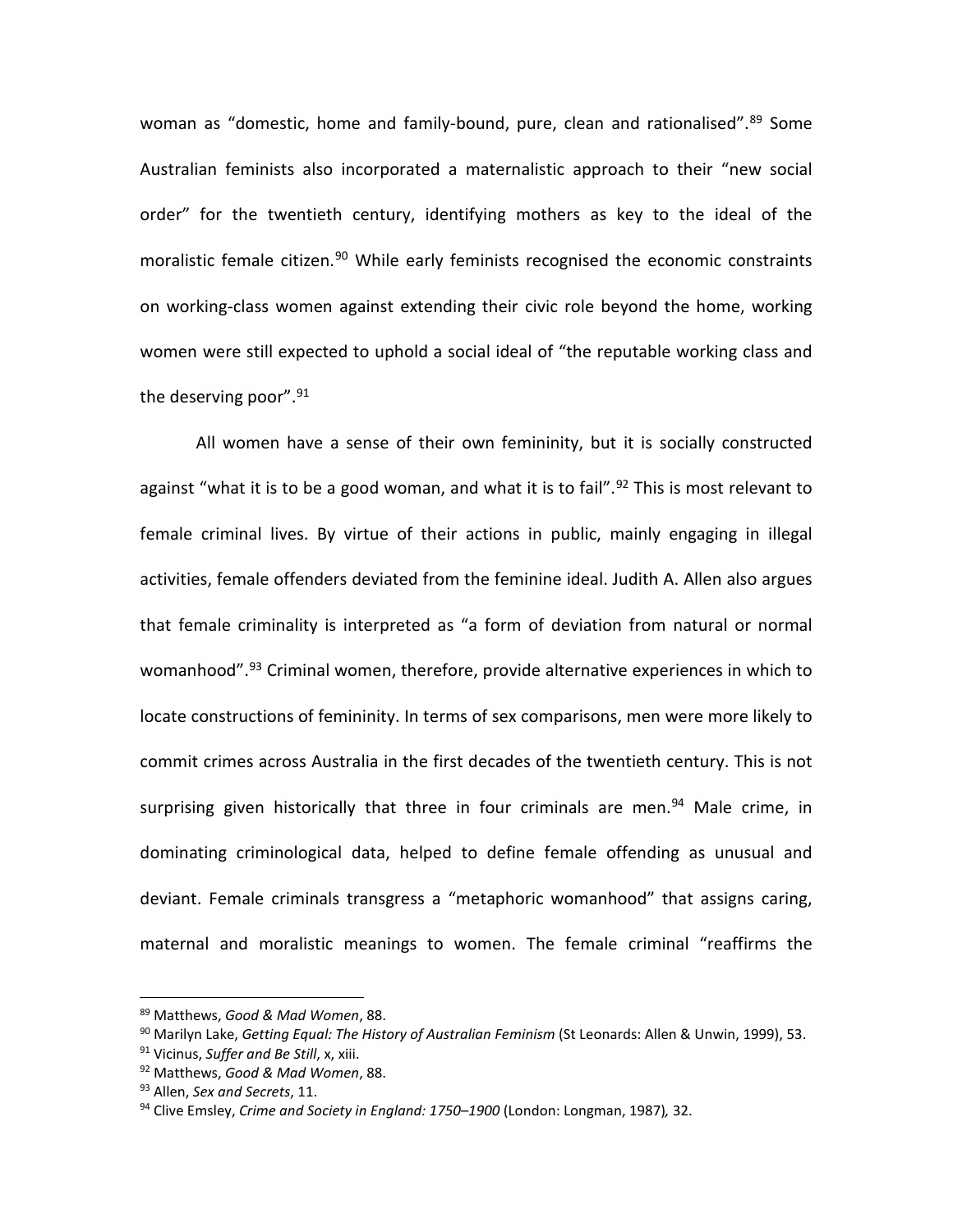woman as "domestic, home and family-bound, pure, clean and rationalised".[89] Some Australian feminists also incorporated a maternalistic approach to their "new social order" for the twentieth century, identifying mothers as key to the ideal of the moralistic female citizen.[90] While early feminists recognised the economic constraints on working-class women against extending their civic role beyond the home, working women were still expected to uphold a social ideal of "the reputable working class and the deserving poor".[91]

All women have a sense of their own femininity, but it is socially constructed against "what it is to be a good woman, and what it is to fail".[92] This is most relevant to female criminal lives. By virtue of their actions in public, mainly engaging in illegal activities, female offenders deviated from the feminine ideal. Judith A. Allen also argues that female criminality is interpreted as "a form of deviation from natural or normal womanhood".[93] Criminal women, therefore, provide alternative experiences in which to locate constructions of femininity. In terms of sex comparisons, men were more likely to commit crimes across Australia in the first decades of the twentieth century. This is not surprising given historically that three in four criminals are men.[94] Male crime, in dominating criminological data, helped to define female offending as unusual and deviant. Female criminals transgress a "metaphoric womanhood" that assigns caring, maternal and moralistic meanings to women. The female criminal "reaffirms the

---

[89] Matthews, *Good & Mad Women*, 88.

[90] Marilyn Lake, *Getting Equal: The History of Australian Feminism* (St Leonards: Allen & Unwin, 1999), 53.

[91] Vicinus, *Suffer and Be Still*, x, xiii.

[92] Matthews, *Good & Mad Women*, 88.

[93] Allen, *Sex and Secrets*, 11.

[94] Clive Emsley, *Crime and Society in England: 1750–1900* (London: Longman, 1987)*,* 32.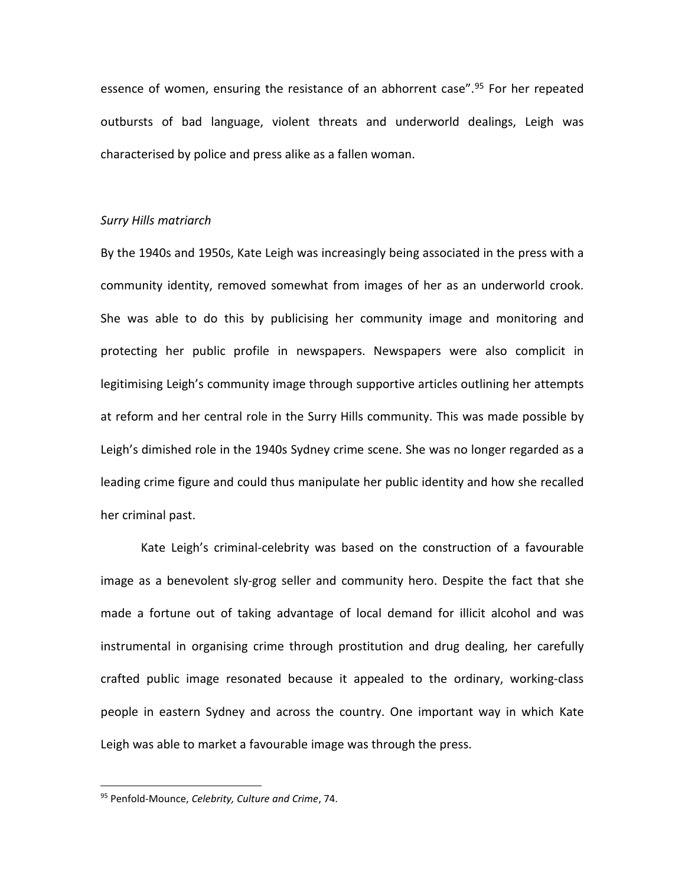essence of women, ensuring the resistance of an abhorrent case".[95] For her repeated outbursts of bad language, violent threats and underworld dealings, Leigh was characterised by police and press alike as a fallen woman.

*Surry Hills matriarch*

By the 1940s and 1950s, Kate Leigh was increasingly being associated in the press with a community identity, removed somewhat from images of her as an underworld crook. She was able to do this by publicising her community image and monitoring and protecting her public profile in newspapers. Newspapers were also complicit in legitimising Leigh's community image through supportive articles outlining her attempts at reform and her central role in the Surry Hills community. This was made possible by Leigh's dimished role in the 1940s Sydney crime scene. She was no longer regarded as a leading crime figure and could thus manipulate her public identity and how she recalled her criminal past.

Kate Leigh's criminal-celebrity was based on the construction of a favourable image as a benevolent sly-grog seller and community hero. Despite the fact that she made a fortune out of taking advantage of local demand for illicit alcohol and was instrumental in organising crime through prostitution and drug dealing, her carefully crafted public image resonated because it appealed to the ordinary, working-class people in eastern Sydney and across the country. One important way in which Kate Leigh was able to market a favourable image was through the press.

[95] Penfold-Mounce, *Celebrity, Culture and Crime*, 74.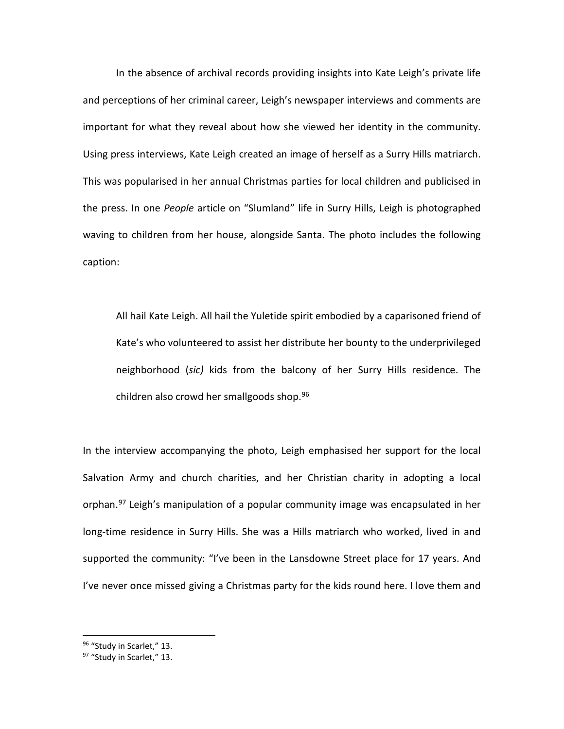In the absence of archival records providing insights into Kate Leigh's private life and perceptions of her criminal career, Leigh's newspaper interviews and comments are important for what they reveal about how she viewed her identity in the community. Using press interviews, Kate Leigh created an image of herself as a Surry Hills matriarch. This was popularised in her annual Christmas parties for local children and publicised in the press. In one *People* article on "Slumland" life in Surry Hills, Leigh is photographed waving to children from her house, alongside Santa. The photo includes the following caption:

> All hail Kate Leigh. All hail the Yuletide spirit embodied by a caparisoned friend of Kate's who volunteered to assist her distribute her bounty to the underprivileged neighborhood (*sic)* kids from the balcony of her Surry Hills residence. The children also crowd her smallgoods shop.[96]

In the interview accompanying the photo, Leigh emphasised her support for the local Salvation Army and church charities, and her Christian charity in adopting a local orphan.[97] Leigh's manipulation of a popular community image was encapsulated in her long-time residence in Surry Hills. She was a Hills matriarch who worked, lived in and supported the community: "I've been in the Lansdowne Street place for 17 years. And I've never once missed giving a Christmas party for the kids round here. I love them and

---

[96] "Study in Scarlet," 13.

[97] "Study in Scarlet," 13.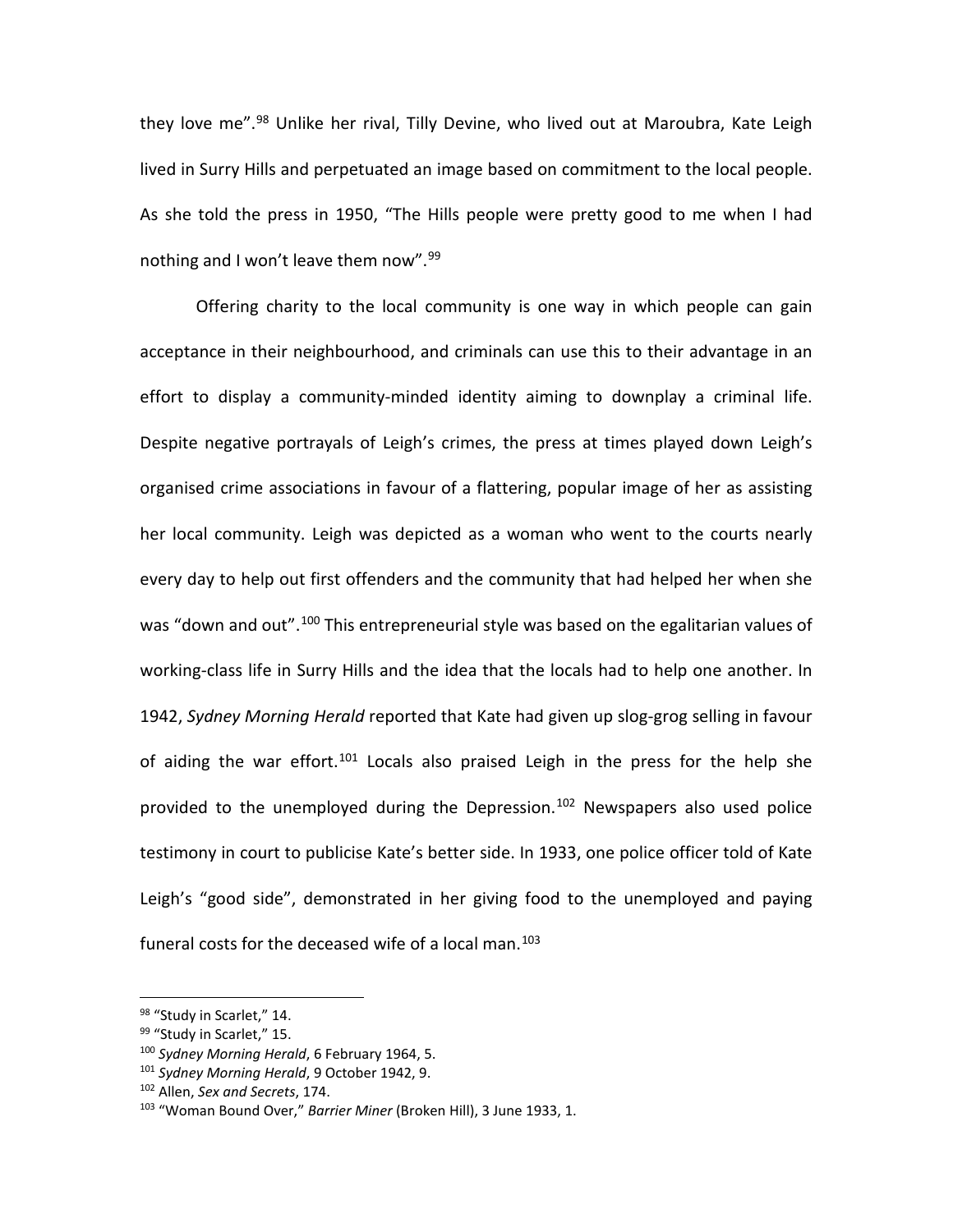they love me".[98] Unlike her rival, Tilly Devine, who lived out at Maroubra, Kate Leigh lived in Surry Hills and perpetuated an image based on commitment to the local people. As she told the press in 1950, "The Hills people were pretty good to me when I had nothing and I won't leave them now".[99]

Offering charity to the local community is one way in which people can gain acceptance in their neighbourhood, and criminals can use this to their advantage in an effort to display a community-minded identity aiming to downplay a criminal life. Despite negative portrayals of Leigh's crimes, the press at times played down Leigh's organised crime associations in favour of a flattering, popular image of her as assisting her local community. Leigh was depicted as a woman who went to the courts nearly every day to help out first offenders and the community that had helped her when she was "down and out".[100] This entrepreneurial style was based on the egalitarian values of working-class life in Surry Hills and the idea that the locals had to help one another. In 1942, *Sydney Morning Herald* reported that Kate had given up slog-grog selling in favour of aiding the war effort.[101] Locals also praised Leigh in the press for the help she provided to the unemployed during the Depression.[102] Newspapers also used police testimony in court to publicise Kate's better side. In 1933, one police officer told of Kate Leigh's "good side", demonstrated in her giving food to the unemployed and paying funeral costs for the deceased wife of a local man.[103]

---

[98] "Study in Scarlet," 14.
[99] "Study in Scarlet," 15.
[100] *Sydney Morning Herald*, 6 February 1964, 5.
[101] *Sydney Morning Herald*, 9 October 1942, 9.
[102] Allen, *Sex and Secrets*, 174.
[103] "Woman Bound Over," *Barrier Miner* (Broken Hill), 3 June 1933, 1.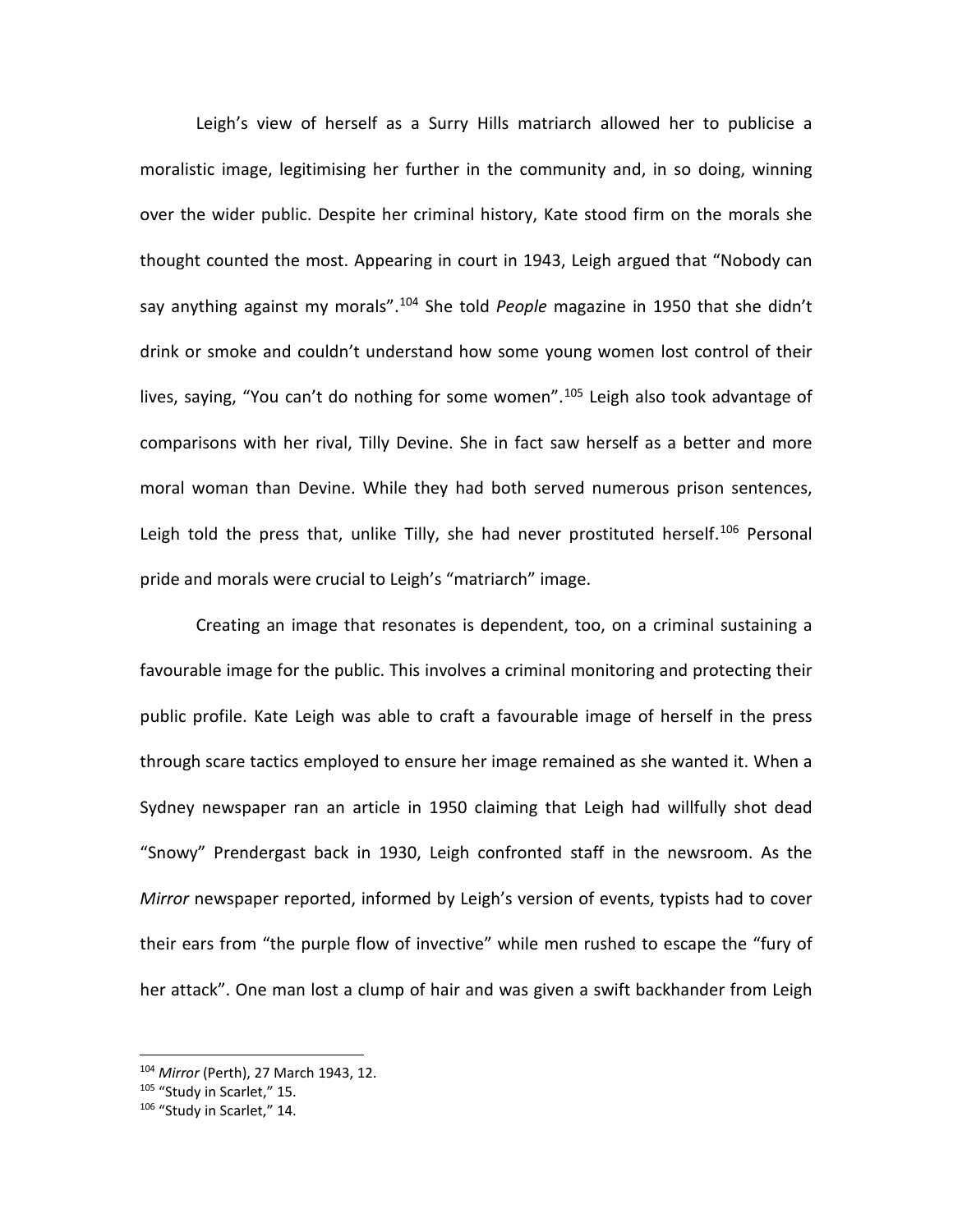Leigh's view of herself as a Surry Hills matriarch allowed her to publicise a moralistic image, legitimising her further in the community and, in so doing, winning over the wider public. Despite her criminal history, Kate stood firm on the morals she thought counted the most. Appearing in court in 1943, Leigh argued that "Nobody can say anything against my morals".[104] She told *People* magazine in 1950 that she didn't drink or smoke and couldn't understand how some young women lost control of their lives, saying, "You can't do nothing for some women".[105] Leigh also took advantage of comparisons with her rival, Tilly Devine. She in fact saw herself as a better and more moral woman than Devine. While they had both served numerous prison sentences, Leigh told the press that, unlike Tilly, she had never prostituted herself.[106] Personal pride and morals were crucial to Leigh's "matriarch" image.

Creating an image that resonates is dependent, too, on a criminal sustaining a favourable image for the public. This involves a criminal monitoring and protecting their public profile. Kate Leigh was able to craft a favourable image of herself in the press through scare tactics employed to ensure her image remained as she wanted it. When a Sydney newspaper ran an article in 1950 claiming that Leigh had willfully shot dead "Snowy" Prendergast back in 1930, Leigh confronted staff in the newsroom. As the *Mirror* newspaper reported, informed by Leigh's version of events, typists had to cover their ears from "the purple flow of invective" while men rushed to escape the "fury of her attack". One man lost a clump of hair and was given a swift backhander from Leigh

---

[104] *Mirror* (Perth), 27 March 1943, 12.

[105] "Study in Scarlet," 15.

[106] "Study in Scarlet," 14.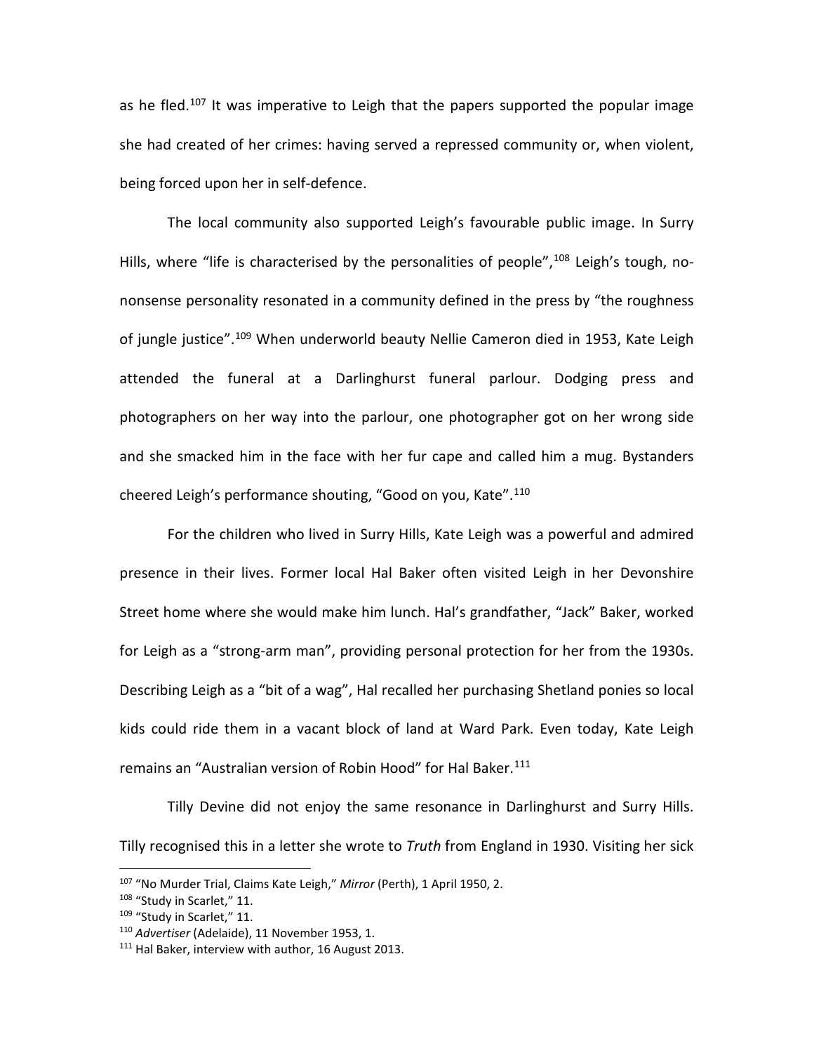as he fled.[107] It was imperative to Leigh that the papers supported the popular image she had created of her crimes: having served a repressed community or, when violent, being forced upon her in self-defence.

The local community also supported Leigh's favourable public image. In Surry Hills, where "life is characterised by the personalities of people",[108] Leigh's tough, no-nonsense personality resonated in a community defined in the press by "the roughness of jungle justice".[109] When underworld beauty Nellie Cameron died in 1953, Kate Leigh attended the funeral at a Darlinghurst funeral parlour. Dodging press and photographers on her way into the parlour, one photographer got on her wrong side and she smacked him in the face with her fur cape and called him a mug. Bystanders cheered Leigh's performance shouting, "Good on you, Kate".[110]

For the children who lived in Surry Hills, Kate Leigh was a powerful and admired presence in their lives. Former local Hal Baker often visited Leigh in her Devonshire Street home where she would make him lunch. Hal's grandfather, "Jack" Baker, worked for Leigh as a "strong-arm man", providing personal protection for her from the 1930s. Describing Leigh as a "bit of a wag", Hal recalled her purchasing Shetland ponies so local kids could ride them in a vacant block of land at Ward Park. Even today, Kate Leigh remains an "Australian version of Robin Hood" for Hal Baker.[111]

Tilly Devine did not enjoy the same resonance in Darlinghurst and Surry Hills. Tilly recognised this in a letter she wrote to *Truth* from England in 1930. Visiting her sick

---

[107] "No Murder Trial, Claims Kate Leigh," *Mirror* (Perth), 1 April 1950, 2.
[108] "Study in Scarlet," 11.
[109] "Study in Scarlet," 11.
[110] *Advertiser* (Adelaide), 11 November 1953, 1.
[111] Hal Baker, interview with author, 16 August 2013.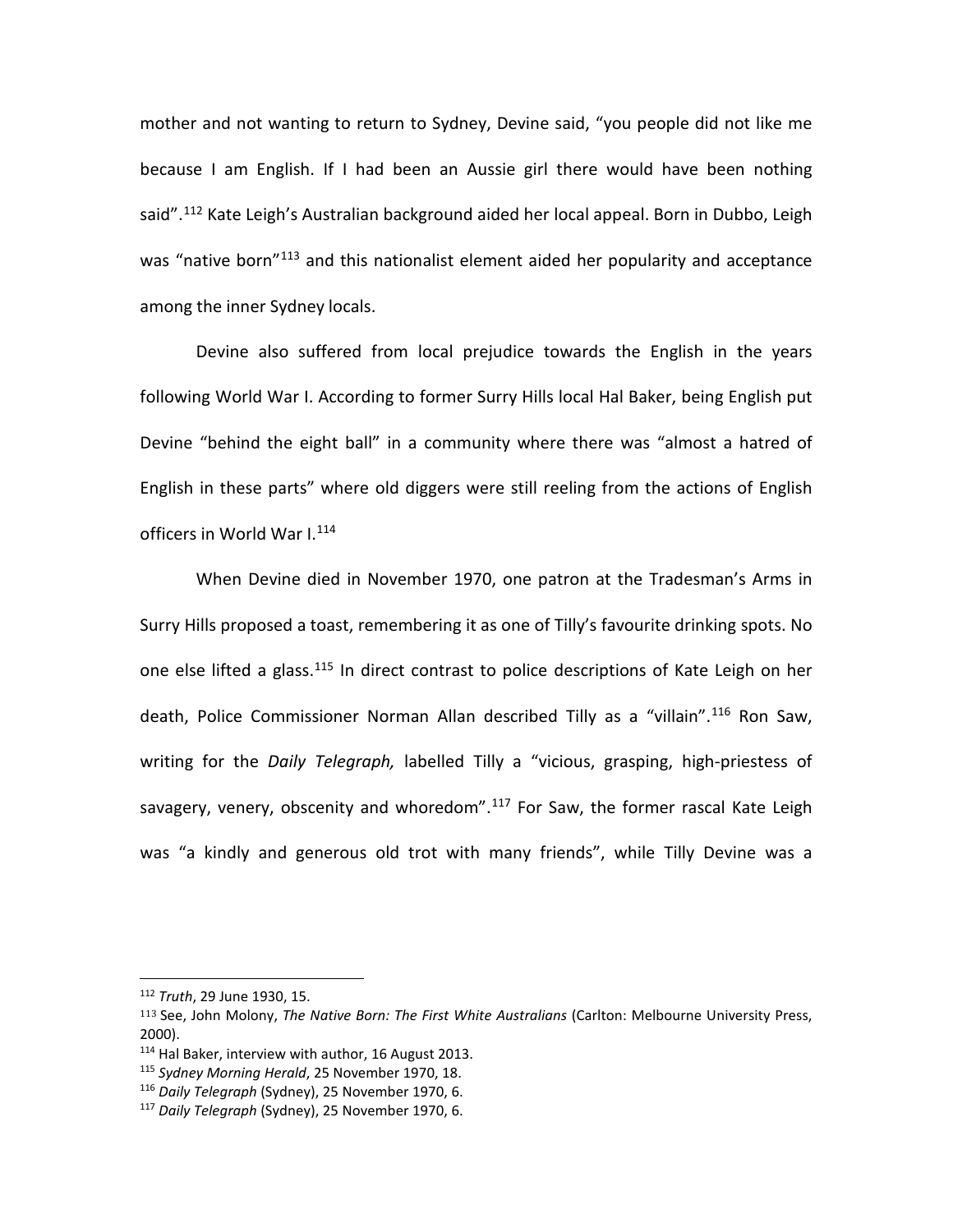mother and not wanting to return to Sydney, Devine said, “you people did not like me because I am English. If I had been an Aussie girl there would have been nothing said”.[112] Kate Leigh’s Australian background aided her local appeal. Born in Dubbo, Leigh was “native born”[113] and this nationalist element aided her popularity and acceptance among the inner Sydney locals.

Devine also suffered from local prejudice towards the English in the years following World War I. According to former Surry Hills local Hal Baker, being English put Devine “behind the eight ball” in a community where there was “almost a hatred of English in these parts” where old diggers were still reeling from the actions of English officers in World War I.[114]

When Devine died in November 1970, one patron at the Tradesman’s Arms in Surry Hills proposed a toast, remembering it as one of Tilly’s favourite drinking spots. No one else lifted a glass.[115] In direct contrast to police descriptions of Kate Leigh on her death, Police Commissioner Norman Allan described Tilly as a “villain”.[116] Ron Saw, writing for the *Daily Telegraph,* labelled Tilly a “vicious, grasping, high-priestess of savagery, venery, obscenity and whoredom”.[117] For Saw, the former rascal Kate Leigh was “a kindly and generous old trot with many friends”, while Tilly Devine was a

---

[112] *Truth*, 29 June 1930, 15.

[113] See, John Molony, *The Native Born: The First White Australians* (Carlton: Melbourne University Press, 2000).

[114] Hal Baker, interview with author, 16 August 2013.

[115] *Sydney Morning Herald*, 25 November 1970, 18.

[116] *Daily Telegraph* (Sydney), 25 November 1970, 6.

[117] *Daily Telegraph* (Sydney), 25 November 1970, 6.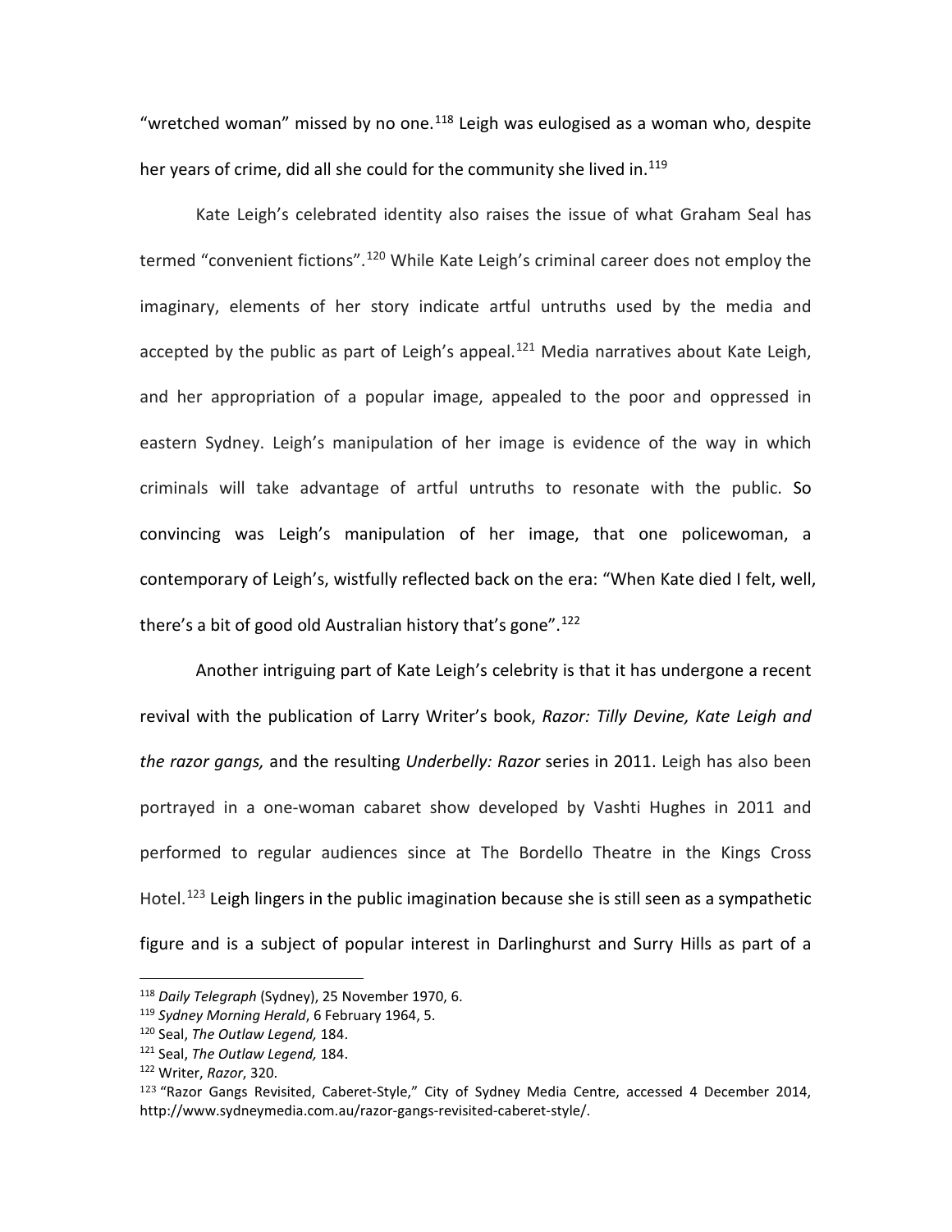"wretched woman" missed by no one.[118] Leigh was eulogised as a woman who, despite her years of crime, did all she could for the community she lived in.[119]

Kate Leigh's celebrated identity also raises the issue of what Graham Seal has termed "convenient fictions".[120] While Kate Leigh's criminal career does not employ the imaginary, elements of her story indicate artful untruths used by the media and accepted by the public as part of Leigh's appeal.[121] Media narratives about Kate Leigh, and her appropriation of a popular image, appealed to the poor and oppressed in eastern Sydney. Leigh's manipulation of her image is evidence of the way in which criminals will take advantage of artful untruths to resonate with the public. So convincing was Leigh's manipulation of her image, that one policewoman, a contemporary of Leigh's, wistfully reflected back on the era: "When Kate died I felt, well, there's a bit of good old Australian history that's gone".[122]

Another intriguing part of Kate Leigh's celebrity is that it has undergone a recent revival with the publication of Larry Writer's book, *Razor: Tilly Devine, Kate Leigh and the razor gangs,* and the resulting *Underbelly: Razor* series in 2011. Leigh has also been portrayed in a one-woman cabaret show developed by Vashti Hughes in 2011 and performed to regular audiences since at The Bordello Theatre in the Kings Cross Hotel.[123] Leigh lingers in the public imagination because she is still seen as a sympathetic figure and is a subject of popular interest in Darlinghurst and Surry Hills as part of a

---

[118] *Daily Telegraph* (Sydney), 25 November 1970, 6.

[119] *Sydney Morning Herald*, 6 February 1964, 5.

[120] Seal, *The Outlaw Legend,* 184.

[121] Seal, *The Outlaw Legend,* 184.

[122] Writer, *Razor*, 320.

[123] "Razor Gangs Revisited, Caberet-Style," City of Sydney Media Centre, accessed 4 December 2014, http://www.sydneymedia.com.au/razor-gangs-revisited-caberet-style/.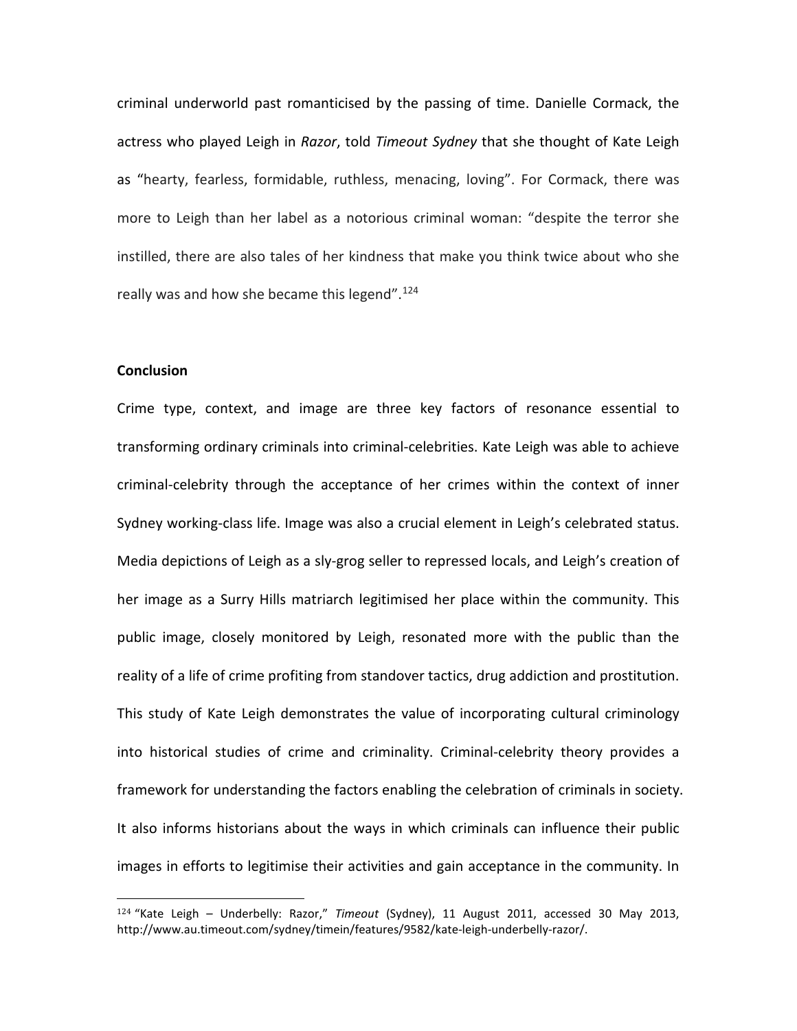criminal underworld past romanticised by the passing of time. Danielle Cormack, the actress who played Leigh in *Razor*, told *Timeout Sydney* that she thought of Kate Leigh as "hearty, fearless, formidable, ruthless, menacing, loving". For Cormack, there was more to Leigh than her label as a notorious criminal woman: "despite the terror she instilled, there are also tales of her kindness that make you think twice about who she really was and how she became this legend".[124]

**Conclusion**

Crime type, context, and image are three key factors of resonance essential to transforming ordinary criminals into criminal-celebrities. Kate Leigh was able to achieve criminal-celebrity through the acceptance of her crimes within the context of inner Sydney working-class life. Image was also a crucial element in Leigh's celebrated status. Media depictions of Leigh as a sly-grog seller to repressed locals, and Leigh's creation of her image as a Surry Hills matriarch legitimised her place within the community. This public image, closely monitored by Leigh, resonated more with the public than the reality of a life of crime profiting from standover tactics, drug addiction and prostitution. This study of Kate Leigh demonstrates the value of incorporating cultural criminology into historical studies of crime and criminality. Criminal-celebrity theory provides a framework for understanding the factors enabling the celebration of criminals in society. It also informs historians about the ways in which criminals can influence their public images in efforts to legitimise their activities and gain acceptance in the community. In

---

[124] "Kate Leigh – Underbelly: Razor," *Timeout* (Sydney), 11 August 2011, accessed 30 May 2013, http://www.au.timeout.com/sydney/timein/features/9582/kate-leigh-underbelly-razor/.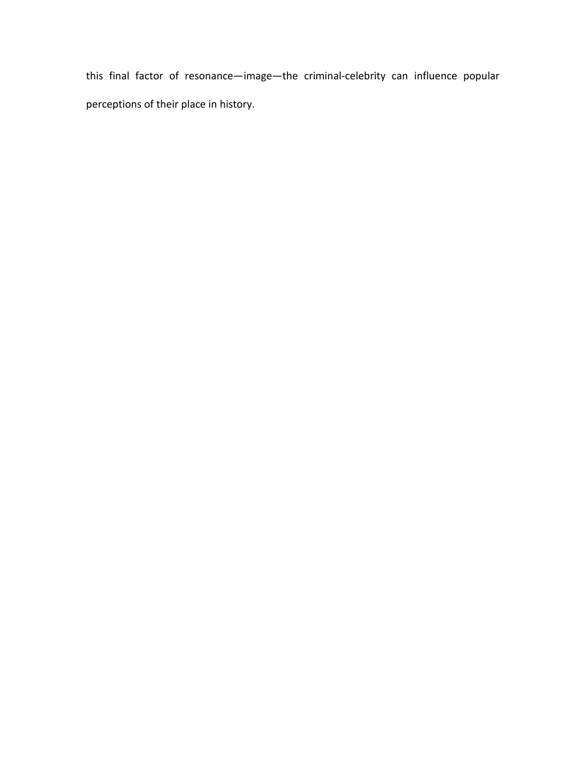this final factor of resonance—image—the criminal-celebrity can influence popular perceptions of their place in history.